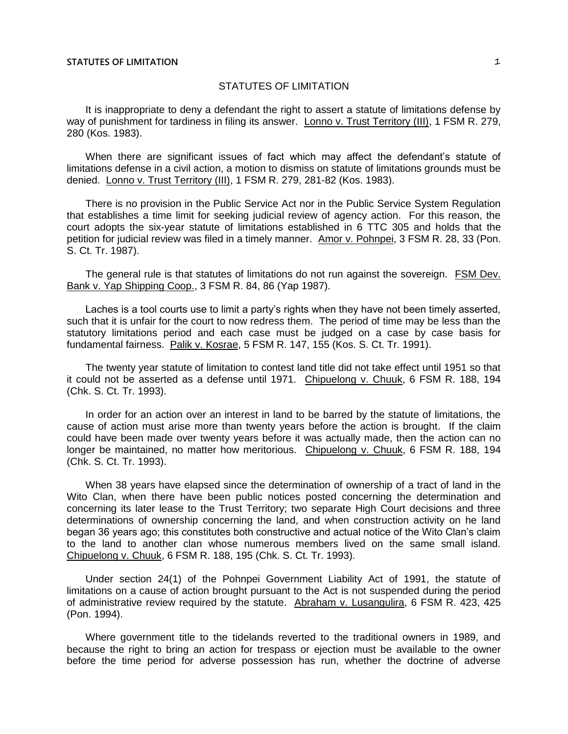# STATUTES OF LIMITATION

It is inappropriate to deny a defendant the right to assert a statute of limitations defense by way of punishment for tardiness in filing its answer. Lonno v. Trust Territory (III), 1 FSM R. 279, 280 (Kos. 1983).

When there are significant issues of fact which may affect the defendant's statute of limitations defense in a civil action, a motion to dismiss on statute of limitations grounds must be denied. Lonno v. Trust Territory (III), 1 FSM R. 279, 281-82 (Kos. 1983).

There is no provision in the Public Service Act nor in the Public Service System Regulation that establishes a time limit for seeking judicial review of agency action. For this reason, the court adopts the six-year statute of limitations established in 6 TTC 305 and holds that the petition for judicial review was filed in a timely manner. Amor v. Pohnpei, 3 FSM R. 28, 33 (Pon. S. Ct. Tr. 1987).

The general rule is that statutes of limitations do not run against the sovereign. FSM Dev. Bank v. Yap Shipping Coop., 3 FSM R. 84, 86 (Yap 1987).

Laches is a tool courts use to limit a party's rights when they have not been timely asserted, such that it is unfair for the court to now redress them. The period of time may be less than the statutory limitations period and each case must be judged on a case by case basis for fundamental fairness. Palik v. Kosrae, 5 FSM R. 147, 155 (Kos. S. Ct. Tr. 1991).

The twenty year statute of limitation to contest land title did not take effect until 1951 so that it could not be asserted as a defense until 1971. Chipuelong v. Chuuk, 6 FSM R. 188, 194 (Chk. S. Ct. Tr. 1993).

In order for an action over an interest in land to be barred by the statute of limitations, the cause of action must arise more than twenty years before the action is brought. If the claim could have been made over twenty years before it was actually made, then the action can no longer be maintained, no matter how meritorious. Chipuelong v. Chuuk, 6 FSM R. 188, 194 (Chk. S. Ct. Tr. 1993).

When 38 years have elapsed since the determination of ownership of a tract of land in the Wito Clan, when there have been public notices posted concerning the determination and concerning its later lease to the Trust Territory; two separate High Court decisions and three determinations of ownership concerning the land, and when construction activity on he land began 36 years ago; this constitutes both constructive and actual notice of the Wito Clan's claim to the land to another clan whose numerous members lived on the same small island. Chipuelong v. Chuuk, 6 FSM R. 188, 195 (Chk. S. Ct. Tr. 1993).

Under section 24(1) of the Pohnpei Government Liability Act of 1991, the statute of limitations on a cause of action brought pursuant to the Act is not suspended during the period of administrative review required by the statute. Abraham v. Lusangulira, 6 FSM R. 423, 425 (Pon. 1994).

Where government title to the tidelands reverted to the traditional owners in 1989, and because the right to bring an action for trespass or ejection must be available to the owner before the time period for adverse possession has run, whether the doctrine of adverse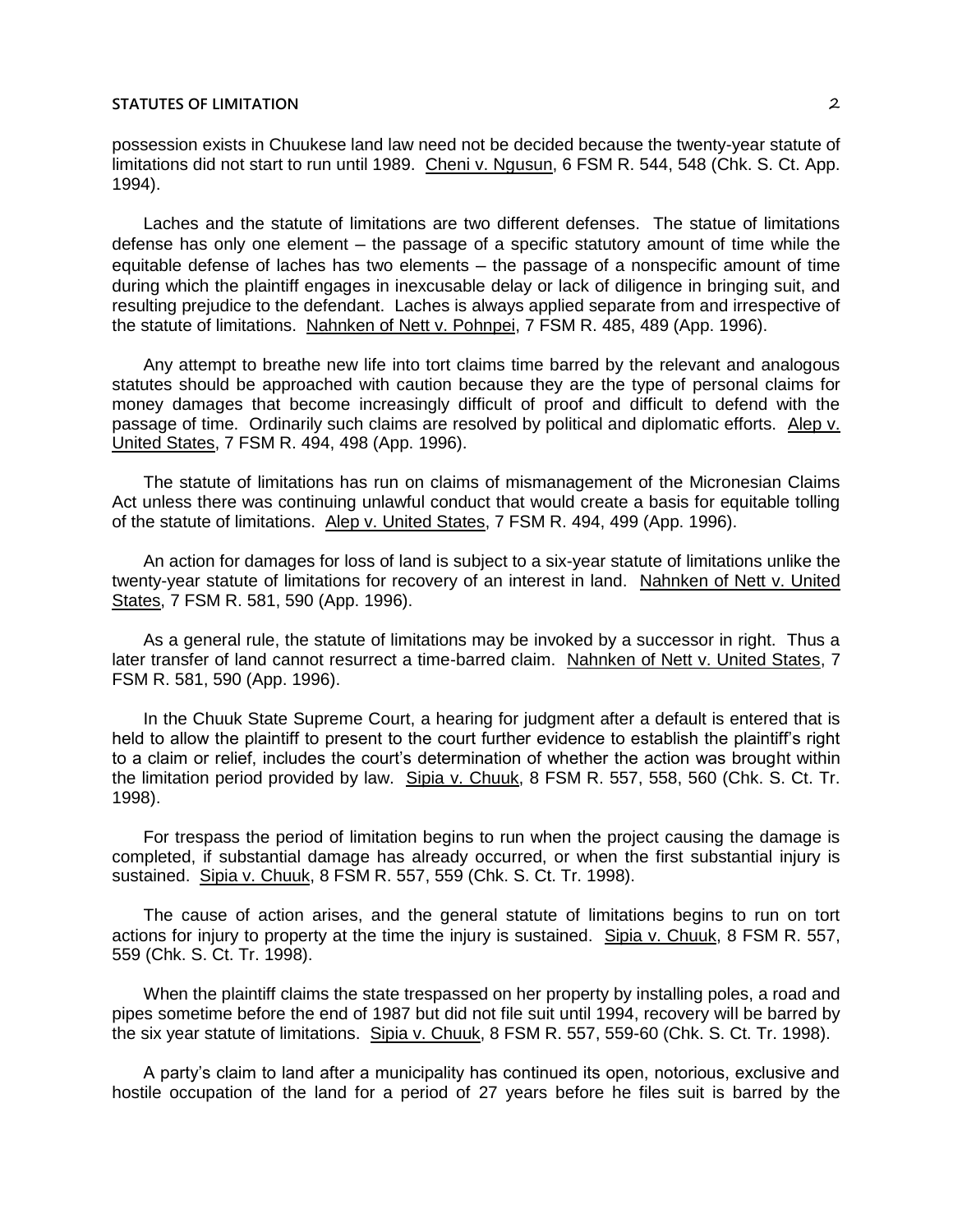possession exists in Chuukese land law need not be decided because the twenty-year statute of limitations did not start to run until 1989. Cheni v. Ngusun, 6 FSM R. 544, 548 (Chk. S. Ct. App. 1994).

Laches and the statute of limitations are two different defenses. The statue of limitations defense has only one element – the passage of a specific statutory amount of time while the equitable defense of laches has two elements – the passage of a nonspecific amount of time during which the plaintiff engages in inexcusable delay or lack of diligence in bringing suit, and resulting prejudice to the defendant. Laches is always applied separate from and irrespective of the statute of limitations. Nahnken of Nett v. Pohnpei, 7 FSM R. 485, 489 (App. 1996).

Any attempt to breathe new life into tort claims time barred by the relevant and analogous statutes should be approached with caution because they are the type of personal claims for money damages that become increasingly difficult of proof and difficult to defend with the passage of time. Ordinarily such claims are resolved by political and diplomatic efforts. Alep v. United States, 7 FSM R. 494, 498 (App. 1996).

The statute of limitations has run on claims of mismanagement of the Micronesian Claims Act unless there was continuing unlawful conduct that would create a basis for equitable tolling of the statute of limitations. Alep v. United States, 7 FSM R. 494, 499 (App. 1996).

An action for damages for loss of land is subject to a six-year statute of limitations unlike the twenty-year statute of limitations for recovery of an interest in land. Nahnken of Nett v. United States, 7 FSM R. 581, 590 (App. 1996).

As a general rule, the statute of limitations may be invoked by a successor in right. Thus a later transfer of land cannot resurrect a time-barred claim. Nahnken of Nett v. United States, 7 FSM R. 581, 590 (App. 1996).

In the Chuuk State Supreme Court, a hearing for judgment after a default is entered that is held to allow the plaintiff to present to the court further evidence to establish the plaintiff's right to a claim or relief, includes the court's determination of whether the action was brought within the limitation period provided by law. Sipia v. Chuuk, 8 FSM R. 557, 558, 560 (Chk. S. Ct. Tr. 1998).

For trespass the period of limitation begins to run when the project causing the damage is completed, if substantial damage has already occurred, or when the first substantial injury is sustained. Sipia v. Chuuk, 8 FSM R. 557, 559 (Chk. S. Ct. Tr. 1998).

The cause of action arises, and the general statute of limitations begins to run on tort actions for injury to property at the time the injury is sustained. Sipia v. Chuuk, 8 FSM R. 557, 559 (Chk. S. Ct. Tr. 1998).

When the plaintiff claims the state trespassed on her property by installing poles, a road and pipes sometime before the end of 1987 but did not file suit until 1994, recovery will be barred by the six year statute of limitations. Sipia v. Chuuk, 8 FSM R. 557, 559-60 (Chk. S. Ct. Tr. 1998).

A party's claim to land after a municipality has continued its open, notorious, exclusive and hostile occupation of the land for a period of 27 years before he files suit is barred by the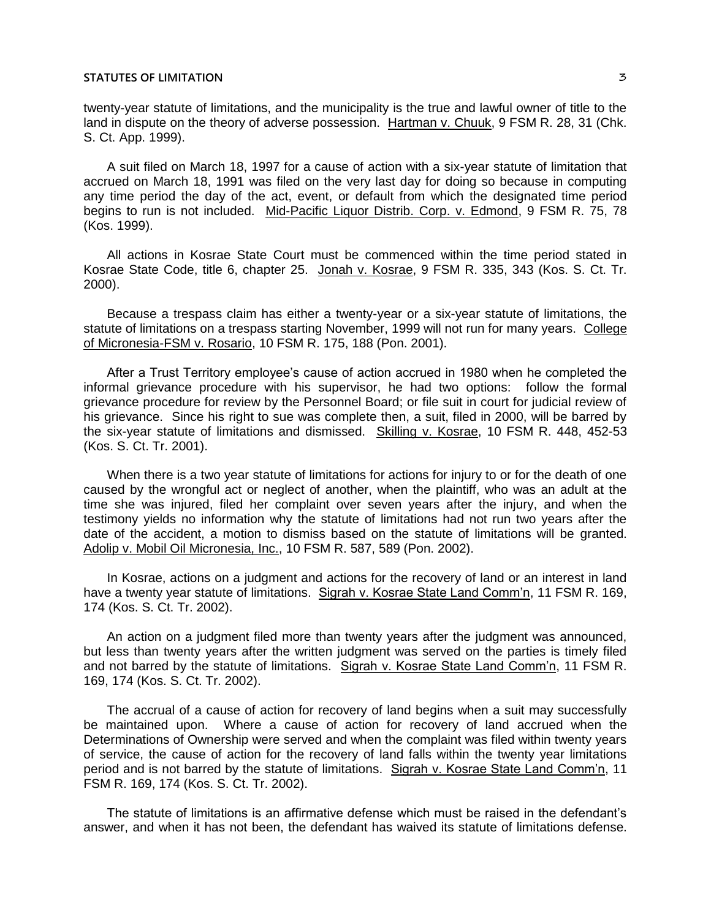twenty-year statute of limitations, and the municipality is the true and lawful owner of title to the land in dispute on the theory of adverse possession. Hartman v. Chuuk, 9 FSM R. 28, 31 (Chk. S. Ct. App. 1999).

A suit filed on March 18, 1997 for a cause of action with a six-year statute of limitation that accrued on March 18, 1991 was filed on the very last day for doing so because in computing any time period the day of the act, event, or default from which the designated time period begins to run is not included. Mid-Pacific Liquor Distrib. Corp. v. Edmond, 9 FSM R. 75, 78 (Kos. 1999).

All actions in Kosrae State Court must be commenced within the time period stated in Kosrae State Code, title 6, chapter 25. Jonah v. Kosrae, 9 FSM R. 335, 343 (Kos. S. Ct. Tr. 2000).

Because a trespass claim has either a twenty-year or a six-year statute of limitations, the statute of limitations on a trespass starting November, 1999 will not run for many years. College of Micronesia-FSM v. Rosario, 10 FSM R. 175, 188 (Pon. 2001).

After a Trust Territory employee's cause of action accrued in 1980 when he completed the informal grievance procedure with his supervisor, he had two options: follow the formal grievance procedure for review by the Personnel Board; or file suit in court for judicial review of his grievance. Since his right to sue was complete then, a suit, filed in 2000, will be barred by the six-year statute of limitations and dismissed. Skilling v. Kosrae, 10 FSM R. 448, 452-53 (Kos. S. Ct. Tr. 2001).

When there is a two year statute of limitations for actions for injury to or for the death of one caused by the wrongful act or neglect of another, when the plaintiff, who was an adult at the time she was injured, filed her complaint over seven years after the injury, and when the testimony yields no information why the statute of limitations had not run two years after the date of the accident, a motion to dismiss based on the statute of limitations will be granted. Adolip v. Mobil Oil Micronesia, Inc., 10 FSM R. 587, 589 (Pon. 2002).

In Kosrae, actions on a judgment and actions for the recovery of land or an interest in land have a twenty year statute of limitations. Sigrah v. Kosrae State Land Comm'n, 11 FSM R. 169, 174 (Kos. S. Ct. Tr. 2002).

An action on a judgment filed more than twenty years after the judgment was announced, but less than twenty years after the written judgment was served on the parties is timely filed and not barred by the statute of limitations. Sigrah v. Kosrae State Land Comm'n, 11 FSM R. 169, 174 (Kos. S. Ct. Tr. 2002).

The accrual of a cause of action for recovery of land begins when a suit may successfully be maintained upon. Where a cause of action for recovery of land accrued when the Determinations of Ownership were served and when the complaint was filed within twenty years of service, the cause of action for the recovery of land falls within the twenty year limitations period and is not barred by the statute of limitations. Sigrah v. Kosrae State Land Comm'n, 11 FSM R. 169, 174 (Kos. S. Ct. Tr. 2002).

The statute of limitations is an affirmative defense which must be raised in the defendant's answer, and when it has not been, the defendant has waived its statute of limitations defense.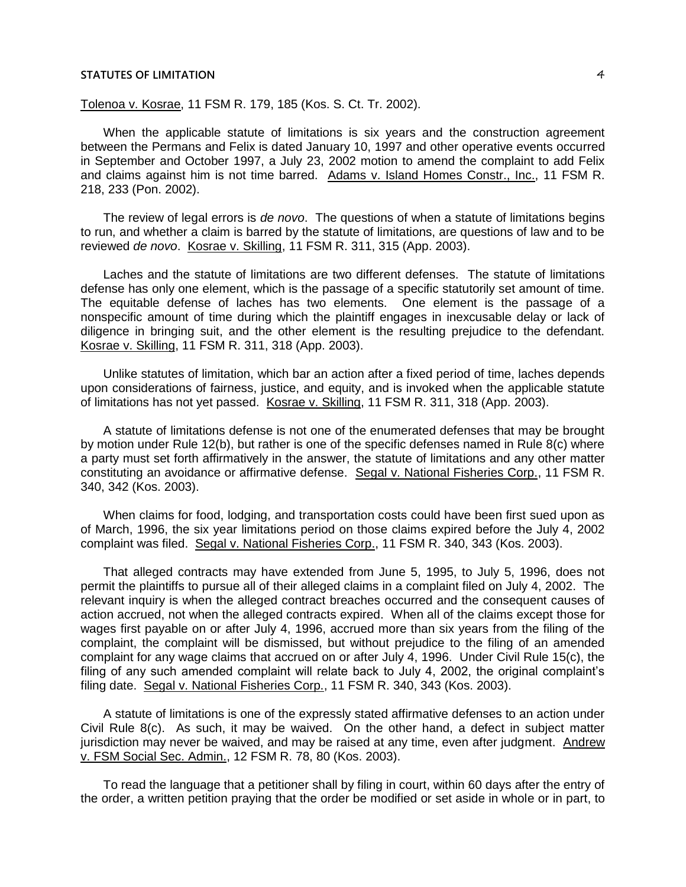Tolenoa v. Kosrae, 11 FSM R. 179, 185 (Kos. S. Ct. Tr. 2002).

When the applicable statute of limitations is six years and the construction agreement between the Permans and Felix is dated January 10, 1997 and other operative events occurred in September and October 1997, a July 23, 2002 motion to amend the complaint to add Felix and claims against him is not time barred. Adams v. Island Homes Constr., Inc., 11 FSM R. 218, 233 (Pon. 2002).

The review of legal errors is *de novo*. The questions of when a statute of limitations begins to run, and whether a claim is barred by the statute of limitations, are questions of law and to be reviewed *de novo*. Kosrae v. Skilling, 11 FSM R. 311, 315 (App. 2003).

Laches and the statute of limitations are two different defenses. The statute of limitations defense has only one element, which is the passage of a specific statutorily set amount of time. The equitable defense of laches has two elements. One element is the passage of a nonspecific amount of time during which the plaintiff engages in inexcusable delay or lack of diligence in bringing suit, and the other element is the resulting prejudice to the defendant. Kosrae v. Skilling, 11 FSM R. 311, 318 (App. 2003).

Unlike statutes of limitation, which bar an action after a fixed period of time, laches depends upon considerations of fairness, justice, and equity, and is invoked when the applicable statute of limitations has not yet passed. Kosrae v. Skilling, 11 FSM R. 311, 318 (App. 2003).

A statute of limitations defense is not one of the enumerated defenses that may be brought by motion under Rule 12(b), but rather is one of the specific defenses named in Rule 8(c) where a party must set forth affirmatively in the answer, the statute of limitations and any other matter constituting an avoidance or affirmative defense. Segal v. National Fisheries Corp., 11 FSM R. 340, 342 (Kos. 2003).

When claims for food, lodging, and transportation costs could have been first sued upon as of March, 1996, the six year limitations period on those claims expired before the July 4, 2002 complaint was filed. Segal v. National Fisheries Corp., 11 FSM R. 340, 343 (Kos. 2003).

That alleged contracts may have extended from June 5, 1995, to July 5, 1996, does not permit the plaintiffs to pursue all of their alleged claims in a complaint filed on July 4, 2002. The relevant inquiry is when the alleged contract breaches occurred and the consequent causes of action accrued, not when the alleged contracts expired. When all of the claims except those for wages first payable on or after July 4, 1996, accrued more than six years from the filing of the complaint, the complaint will be dismissed, but without prejudice to the filing of an amended complaint for any wage claims that accrued on or after July 4, 1996. Under Civil Rule 15(c), the filing of any such amended complaint will relate back to July 4, 2002, the original complaint's filing date. Segal v. National Fisheries Corp., 11 FSM R. 340, 343 (Kos. 2003).

A statute of limitations is one of the expressly stated affirmative defenses to an action under Civil Rule 8(c). As such, it may be waived. On the other hand, a defect in subject matter jurisdiction may never be waived, and may be raised at any time, even after judgment. Andrew v. FSM Social Sec. Admin., 12 FSM R. 78, 80 (Kos. 2003).

To read the language that a petitioner shall by filing in court, within 60 days after the entry of the order, a written petition praying that the order be modified or set aside in whole or in part, to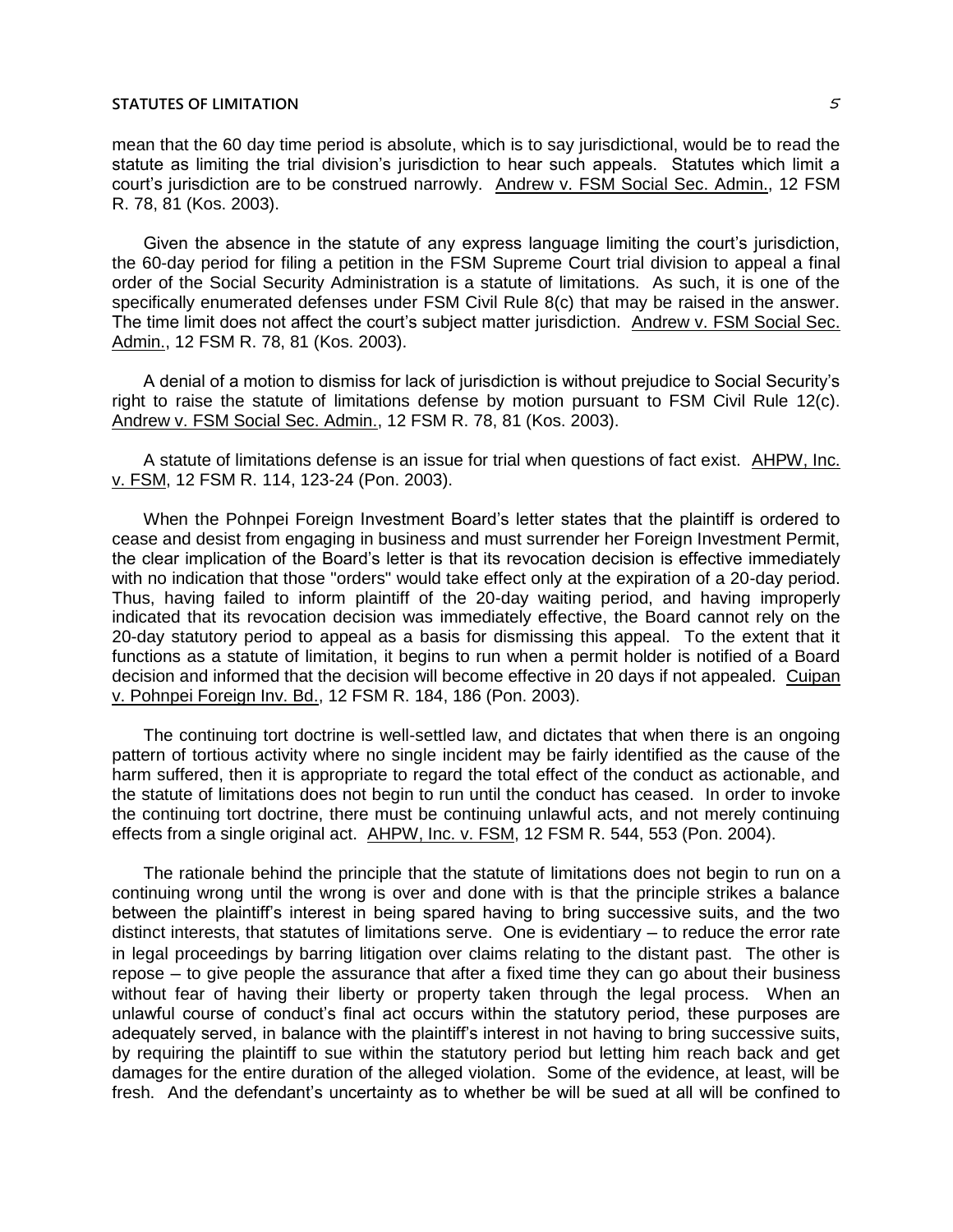mean that the 60 day time period is absolute, which is to say jurisdictional, would be to read the statute as limiting the trial division's jurisdiction to hear such appeals. Statutes which limit a court's jurisdiction are to be construed narrowly. Andrew v. FSM Social Sec. Admin., 12 FSM R. 78, 81 (Kos. 2003).

Given the absence in the statute of any express language limiting the court's jurisdiction, the 60-day period for filing a petition in the FSM Supreme Court trial division to appeal a final order of the Social Security Administration is a statute of limitations. As such, it is one of the specifically enumerated defenses under FSM Civil Rule 8(c) that may be raised in the answer. The time limit does not affect the court's subject matter jurisdiction. Andrew v. FSM Social Sec. Admin., 12 FSM R. 78, 81 (Kos. 2003).

A denial of a motion to dismiss for lack of jurisdiction is without prejudice to Social Security's right to raise the statute of limitations defense by motion pursuant to FSM Civil Rule 12(c). Andrew v. FSM Social Sec. Admin., 12 FSM R. 78, 81 (Kos. 2003).

A statute of limitations defense is an issue for trial when questions of fact exist. AHPW, Inc. v. FSM, 12 FSM R. 114, 123-24 (Pon. 2003).

When the Pohnpei Foreign Investment Board's letter states that the plaintiff is ordered to cease and desist from engaging in business and must surrender her Foreign Investment Permit, the clear implication of the Board's letter is that its revocation decision is effective immediately with no indication that those "orders" would take effect only at the expiration of a 20-day period. Thus, having failed to inform plaintiff of the 20-day waiting period, and having improperly indicated that its revocation decision was immediately effective, the Board cannot rely on the 20-day statutory period to appeal as a basis for dismissing this appeal. To the extent that it functions as a statute of limitation, it begins to run when a permit holder is notified of a Board decision and informed that the decision will become effective in 20 days if not appealed. Cuipan v. Pohnpei Foreign Inv. Bd., 12 FSM R. 184, 186 (Pon. 2003).

The continuing tort doctrine is well-settled law, and dictates that when there is an ongoing pattern of tortious activity where no single incident may be fairly identified as the cause of the harm suffered, then it is appropriate to regard the total effect of the conduct as actionable, and the statute of limitations does not begin to run until the conduct has ceased. In order to invoke the continuing tort doctrine, there must be continuing unlawful acts, and not merely continuing effects from a single original act. AHPW, Inc. v. FSM, 12 FSM R. 544, 553 (Pon. 2004).

The rationale behind the principle that the statute of limitations does not begin to run on a continuing wrong until the wrong is over and done with is that the principle strikes a balance between the plaintiff's interest in being spared having to bring successive suits, and the two distinct interests, that statutes of limitations serve. One is evidentiary – to reduce the error rate in legal proceedings by barring litigation over claims relating to the distant past. The other is repose – to give people the assurance that after a fixed time they can go about their business without fear of having their liberty or property taken through the legal process. When an unlawful course of conduct's final act occurs within the statutory period, these purposes are adequately served, in balance with the plaintiff's interest in not having to bring successive suits, by requiring the plaintiff to sue within the statutory period but letting him reach back and get damages for the entire duration of the alleged violation. Some of the evidence, at least, will be fresh. And the defendant's uncertainty as to whether be will be sued at all will be confined to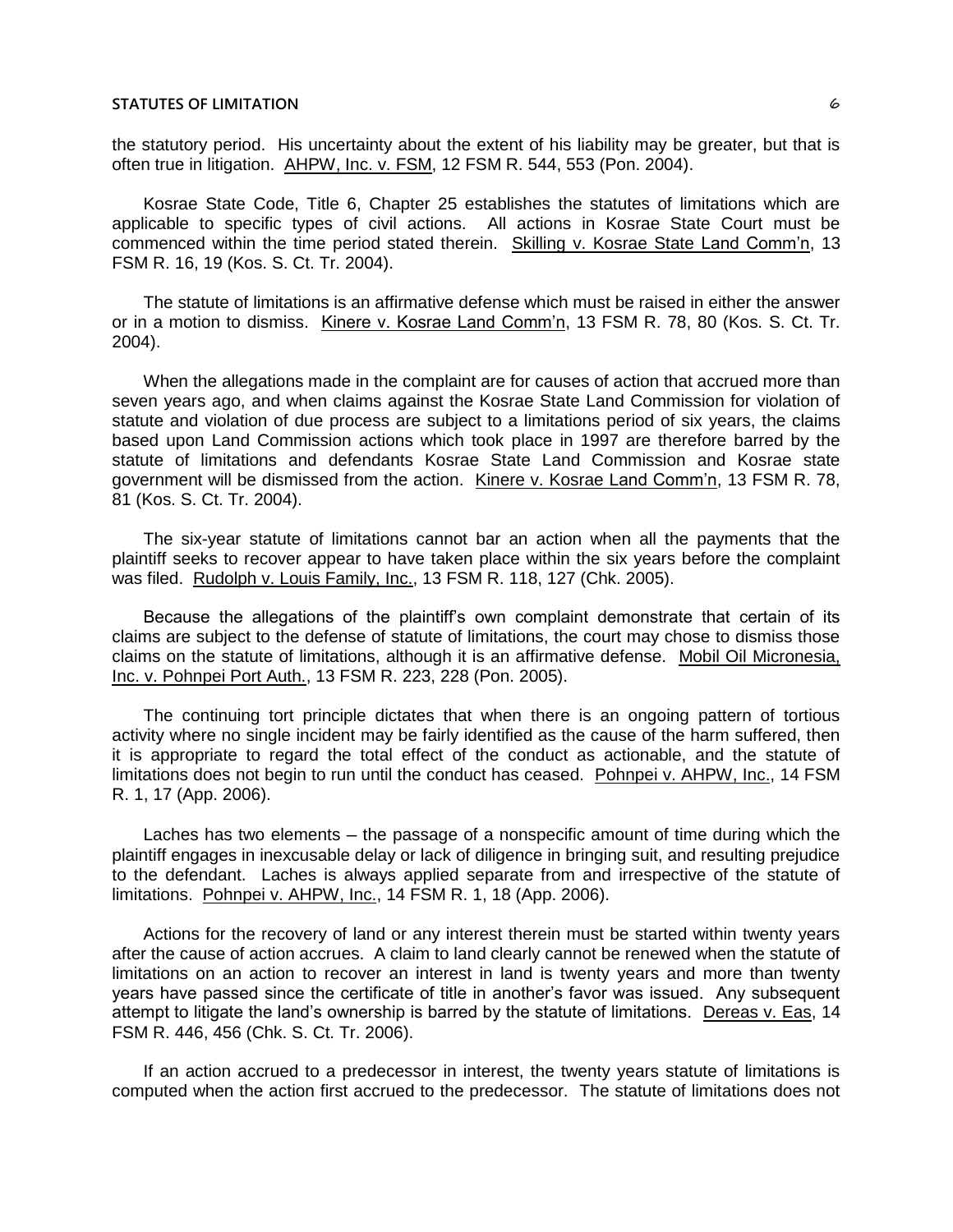the statutory period. His uncertainty about the extent of his liability may be greater, but that is often true in litigation. AHPW, Inc. v. FSM, 12 FSM R. 544, 553 (Pon. 2004).

Kosrae State Code, Title 6, Chapter 25 establishes the statutes of limitations which are applicable to specific types of civil actions. All actions in Kosrae State Court must be commenced within the time period stated therein. Skilling v. Kosrae State Land Comm'n, 13 FSM R. 16, 19 (Kos. S. Ct. Tr. 2004).

The statute of limitations is an affirmative defense which must be raised in either the answer or in a motion to dismiss. Kinere v. Kosrae Land Comm'n, 13 FSM R. 78, 80 (Kos. S. Ct. Tr. 2004).

When the allegations made in the complaint are for causes of action that accrued more than seven years ago, and when claims against the Kosrae State Land Commission for violation of statute and violation of due process are subject to a limitations period of six years, the claims based upon Land Commission actions which took place in 1997 are therefore barred by the statute of limitations and defendants Kosrae State Land Commission and Kosrae state government will be dismissed from the action. Kinere v. Kosrae Land Comm'n, 13 FSM R. 78, 81 (Kos. S. Ct. Tr. 2004).

The six-year statute of limitations cannot bar an action when all the payments that the plaintiff seeks to recover appear to have taken place within the six years before the complaint was filed. Rudolph v. Louis Family, Inc., 13 FSM R. 118, 127 (Chk. 2005).

Because the allegations of the plaintiff's own complaint demonstrate that certain of its claims are subject to the defense of statute of limitations, the court may chose to dismiss those claims on the statute of limitations, although it is an affirmative defense. Mobil Oil Micronesia, Inc. v. Pohnpei Port Auth., 13 FSM R. 223, 228 (Pon. 2005).

The continuing tort principle dictates that when there is an ongoing pattern of tortious activity where no single incident may be fairly identified as the cause of the harm suffered, then it is appropriate to regard the total effect of the conduct as actionable, and the statute of limitations does not begin to run until the conduct has ceased. Pohnpei v. AHPW, Inc., 14 FSM R. 1, 17 (App. 2006).

Laches has two elements – the passage of a nonspecific amount of time during which the plaintiff engages in inexcusable delay or lack of diligence in bringing suit, and resulting prejudice to the defendant. Laches is always applied separate from and irrespective of the statute of limitations. Pohnpei v. AHPW, Inc., 14 FSM R. 1, 18 (App. 2006).

Actions for the recovery of land or any interest therein must be started within twenty years after the cause of action accrues. A claim to land clearly cannot be renewed when the statute of limitations on an action to recover an interest in land is twenty years and more than twenty years have passed since the certificate of title in another's favor was issued. Any subsequent attempt to litigate the land's ownership is barred by the statute of limitations. Dereas v. Eas, 14 FSM R. 446, 456 (Chk. S. Ct. Tr. 2006).

If an action accrued to a predecessor in interest, the twenty years statute of limitations is computed when the action first accrued to the predecessor. The statute of limitations does not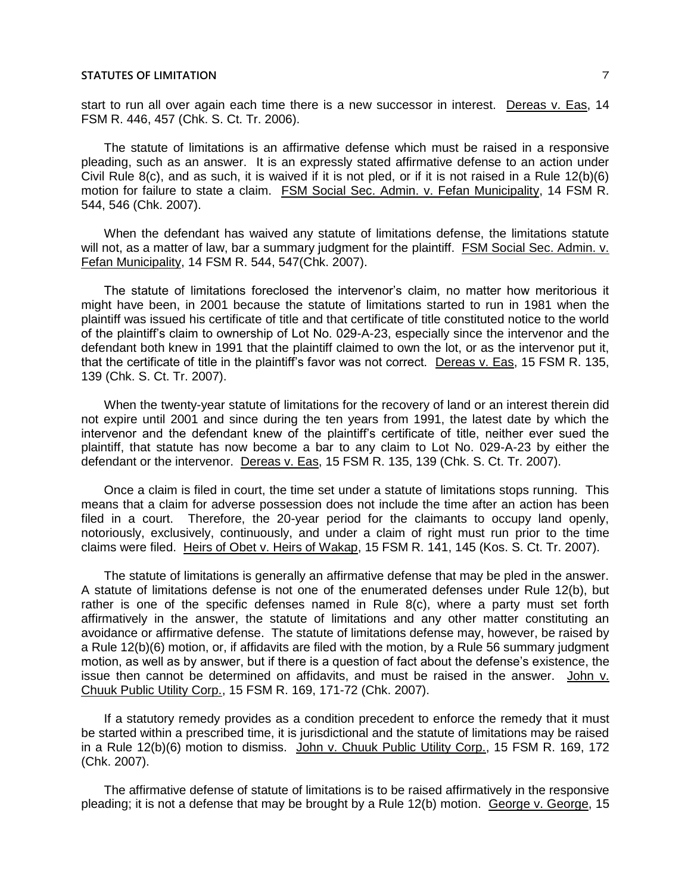start to run all over again each time there is a new successor in interest. Dereas v. Eas, 14 FSM R. 446, 457 (Chk. S. Ct. Tr. 2006).

The statute of limitations is an affirmative defense which must be raised in a responsive pleading, such as an answer. It is an expressly stated affirmative defense to an action under Civil Rule 8(c), and as such, it is waived if it is not pled, or if it is not raised in a Rule 12(b)(6) motion for failure to state a claim. FSM Social Sec. Admin. v. Fefan Municipality, 14 FSM R. 544, 546 (Chk. 2007).

When the defendant has waived any statute of limitations defense, the limitations statute will not, as a matter of law, bar a summary judgment for the plaintiff. FSM Social Sec. Admin. v. Fefan Municipality, 14 FSM R. 544, 547(Chk. 2007).

The statute of limitations foreclosed the intervenor's claim, no matter how meritorious it might have been, in 2001 because the statute of limitations started to run in 1981 when the plaintiff was issued his certificate of title and that certificate of title constituted notice to the world of the plaintiff's claim to ownership of Lot No. 029-A-23, especially since the intervenor and the defendant both knew in 1991 that the plaintiff claimed to own the lot, or as the intervenor put it, that the certificate of title in the plaintiff's favor was not correct. Dereas v. Eas, 15 FSM R. 135, 139 (Chk. S. Ct. Tr. 2007).

When the twenty-year statute of limitations for the recovery of land or an interest therein did not expire until 2001 and since during the ten years from 1991, the latest date by which the intervenor and the defendant knew of the plaintiff's certificate of title, neither ever sued the plaintiff, that statute has now become a bar to any claim to Lot No. 029-A-23 by either the defendant or the intervenor. Dereas v. Eas, 15 FSM R. 135, 139 (Chk. S. Ct. Tr. 2007).

Once a claim is filed in court, the time set under a statute of limitations stops running. This means that a claim for adverse possession does not include the time after an action has been filed in a court. Therefore, the 20-year period for the claimants to occupy land openly, notoriously, exclusively, continuously, and under a claim of right must run prior to the time claims were filed. Heirs of Obet v. Heirs of Wakap, 15 FSM R. 141, 145 (Kos. S. Ct. Tr. 2007).

The statute of limitations is generally an affirmative defense that may be pled in the answer. A statute of limitations defense is not one of the enumerated defenses under Rule 12(b), but rather is one of the specific defenses named in Rule 8(c), where a party must set forth affirmatively in the answer, the statute of limitations and any other matter constituting an avoidance or affirmative defense. The statute of limitations defense may, however, be raised by a Rule 12(b)(6) motion, or, if affidavits are filed with the motion, by a Rule 56 summary judgment motion, as well as by answer, but if there is a question of fact about the defense's existence, the issue then cannot be determined on affidavits, and must be raised in the answer. John v. Chuuk Public Utility Corp., 15 FSM R. 169, 171-72 (Chk. 2007).

If a statutory remedy provides as a condition precedent to enforce the remedy that it must be started within a prescribed time, it is jurisdictional and the statute of limitations may be raised in a Rule 12(b)(6) motion to dismiss. John v. Chuuk Public Utility Corp., 15 FSM R. 169, 172 (Chk. 2007).

The affirmative defense of statute of limitations is to be raised affirmatively in the responsive pleading; it is not a defense that may be brought by a Rule 12(b) motion. George v. George, 15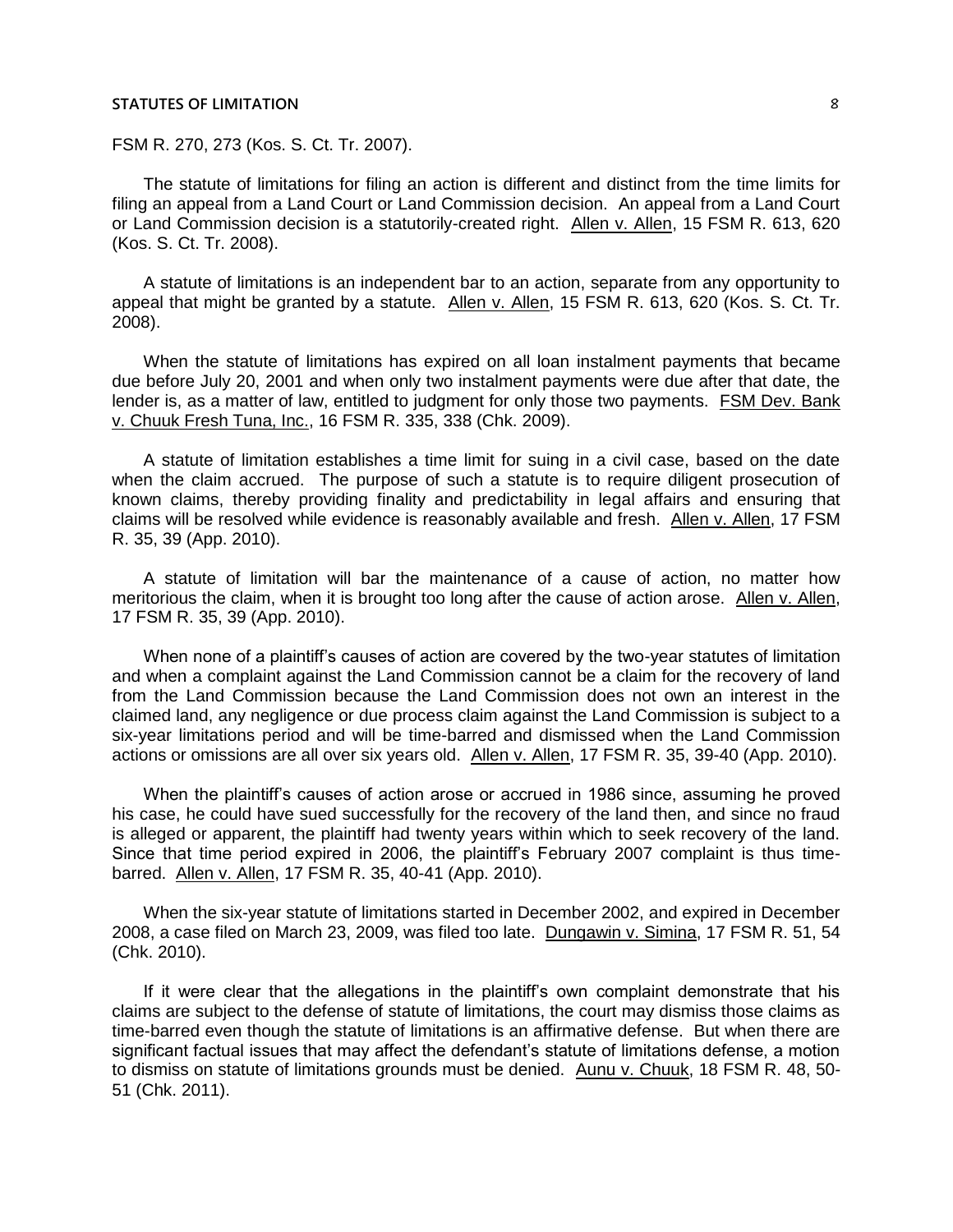FSM R. 270, 273 (Kos. S. Ct. Tr. 2007).

The statute of limitations for filing an action is different and distinct from the time limits for filing an appeal from a Land Court or Land Commission decision. An appeal from a Land Court or Land Commission decision is a statutorily-created right. Allen v. Allen, 15 FSM R. 613, 620 (Kos. S. Ct. Tr. 2008).

A statute of limitations is an independent bar to an action, separate from any opportunity to appeal that might be granted by a statute. Allen v. Allen, 15 FSM R. 613, 620 (Kos. S. Ct. Tr. 2008).

When the statute of limitations has expired on all loan instalment payments that became due before July 20, 2001 and when only two instalment payments were due after that date, the lender is, as a matter of law, entitled to judgment for only those two payments. FSM Dev. Bank v. Chuuk Fresh Tuna, Inc., 16 FSM R. 335, 338 (Chk. 2009).

A statute of limitation establishes a time limit for suing in a civil case, based on the date when the claim accrued. The purpose of such a statute is to require diligent prosecution of known claims, thereby providing finality and predictability in legal affairs and ensuring that claims will be resolved while evidence is reasonably available and fresh. Allen v. Allen, 17 FSM R. 35, 39 (App. 2010).

A statute of limitation will bar the maintenance of a cause of action, no matter how meritorious the claim, when it is brought too long after the cause of action arose. Allen v. Allen, 17 FSM R. 35, 39 (App. 2010).

When none of a plaintiff's causes of action are covered by the two-year statutes of limitation and when a complaint against the Land Commission cannot be a claim for the recovery of land from the Land Commission because the Land Commission does not own an interest in the claimed land, any negligence or due process claim against the Land Commission is subject to a six-year limitations period and will be time-barred and dismissed when the Land Commission actions or omissions are all over six years old. Allen v. Allen, 17 FSM R. 35, 39-40 (App. 2010).

When the plaintiff's causes of action arose or accrued in 1986 since, assuming he proved his case, he could have sued successfully for the recovery of the land then, and since no fraud is alleged or apparent, the plaintiff had twenty years within which to seek recovery of the land. Since that time period expired in 2006, the plaintiff's February 2007 complaint is thus time-barred. Allen v. Allen, 17 FSM R. 35, 40-41 (App. 2010).

When the six-year statute of limitations started in December 2002, and expired in December 2008, a case filed on March 23, 2009, was filed too late. Dungawin v. Simina, 17 FSM R. 51, 54 (Chk. 2010).

If it were clear that the allegations in the plaintiff's own complaint demonstrate that his claims are subject to the defense of statute of limitations, the court may dismiss those claims as time-barred even though the statute of limitations is an affirmative defense. But when there are significant factual issues that may affect the defendant's statute of limitations defense, a motion to dismiss on statute of limitations grounds must be denied. Aunu v. Chuuk, 18 FSM R. 48, 50-51 (Chk. 2011).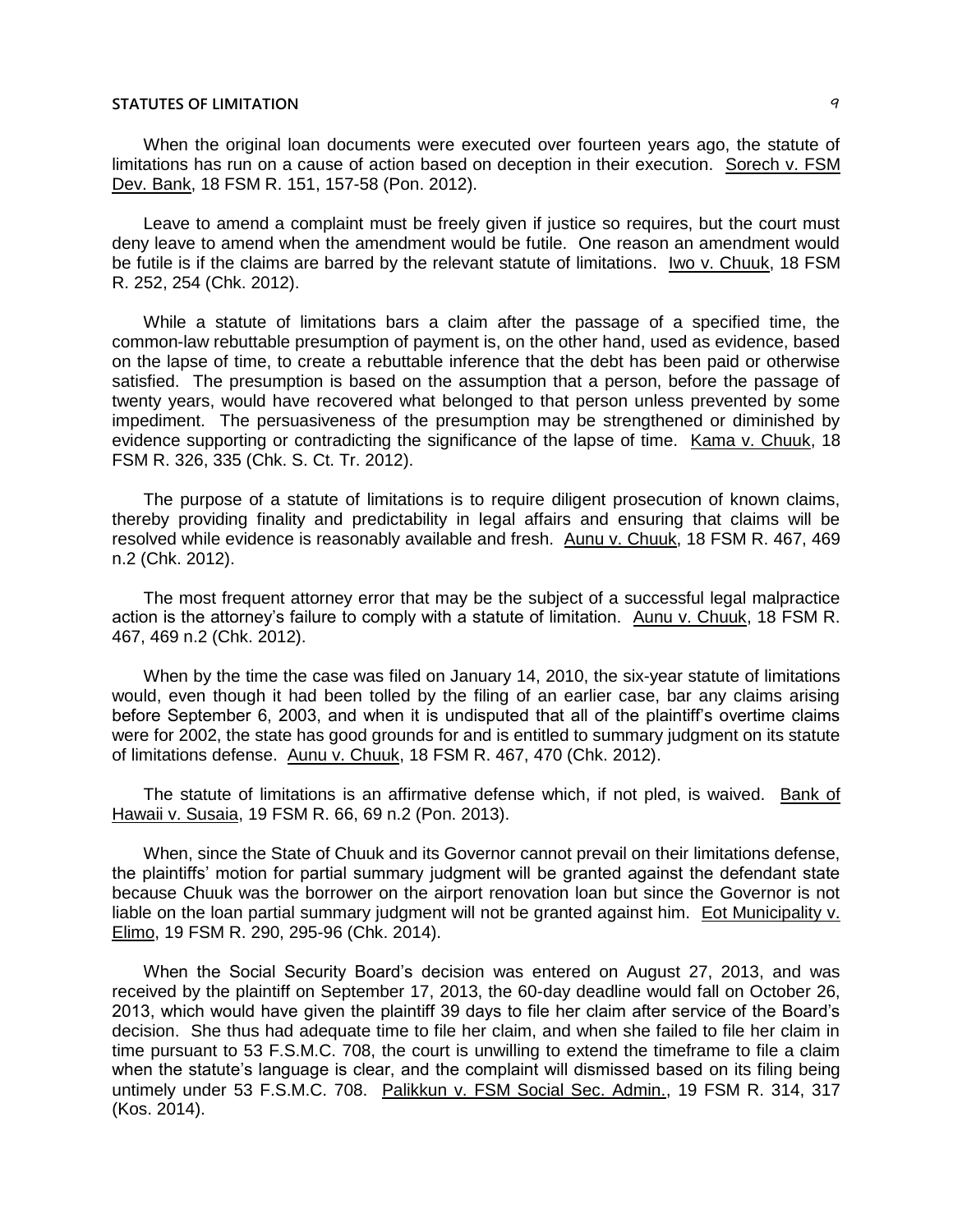When the original loan documents were executed over fourteen years ago, the statute of limitations has run on a cause of action based on deception in their execution. Sorech v. FSM Dev. Bank, 18 FSM R. 151, 157-58 (Pon. 2012).

Leave to amend a complaint must be freely given if justice so requires, but the court must deny leave to amend when the amendment would be futile. One reason an amendment would be futile is if the claims are barred by the relevant statute of limitations. Iwo v. Chuuk, 18 FSM R. 252, 254 (Chk. 2012).

While a statute of limitations bars a claim after the passage of a specified time, the common-law rebuttable presumption of payment is, on the other hand, used as evidence, based on the lapse of time, to create a rebuttable inference that the debt has been paid or otherwise satisfied. The presumption is based on the assumption that a person, before the passage of twenty years, would have recovered what belonged to that person unless prevented by some impediment. The persuasiveness of the presumption may be strengthened or diminished by evidence supporting or contradicting the significance of the lapse of time. Kama v. Chuuk, 18 FSM R. 326, 335 (Chk. S. Ct. Tr. 2012).

The purpose of a statute of limitations is to require diligent prosecution of known claims, thereby providing finality and predictability in legal affairs and ensuring that claims will be resolved while evidence is reasonably available and fresh. Aunu v. Chuuk, 18 FSM R. 467, 469 n.2 (Chk. 2012).

The most frequent attorney error that may be the subject of a successful legal malpractice action is the attorney's failure to comply with a statute of limitation. Aunu v. Chuuk, 18 FSM R. 467, 469 n.2 (Chk. 2012).

When by the time the case was filed on January 14, 2010, the six-year statute of limitations would, even though it had been tolled by the filing of an earlier case, bar any claims arising before September 6, 2003, and when it is undisputed that all of the plaintiff's overtime claims were for 2002, the state has good grounds for and is entitled to summary judgment on its statute of limitations defense. Aunu v. Chuuk, 18 FSM R. 467, 470 (Chk. 2012).

The statute of limitations is an affirmative defense which, if not pled, is waived. Bank of Hawaii v. Susaia, 19 FSM R. 66, 69 n.2 (Pon. 2013).

When, since the State of Chuuk and its Governor cannot prevail on their limitations defense, the plaintiffs' motion for partial summary judgment will be granted against the defendant state because Chuuk was the borrower on the airport renovation loan but since the Governor is not liable on the loan partial summary judgment will not be granted against him. Eot Municipality v. Elimo, 19 FSM R. 290, 295-96 (Chk. 2014).

When the Social Security Board's decision was entered on August 27, 2013, and was received by the plaintiff on September 17, 2013, the 60-day deadline would fall on October 26, 2013, which would have given the plaintiff 39 days to file her claim after service of the Board's decision. She thus had adequate time to file her claim, and when she failed to file her claim in time pursuant to 53 F.S.M.C. 708, the court is unwilling to extend the timeframe to file a claim when the statute's language is clear, and the complaint will dismissed based on its filing being untimely under 53 F.S.M.C. 708. Palikkun v. FSM Social Sec. Admin., 19 FSM R. 314, 317 (Kos. 2014).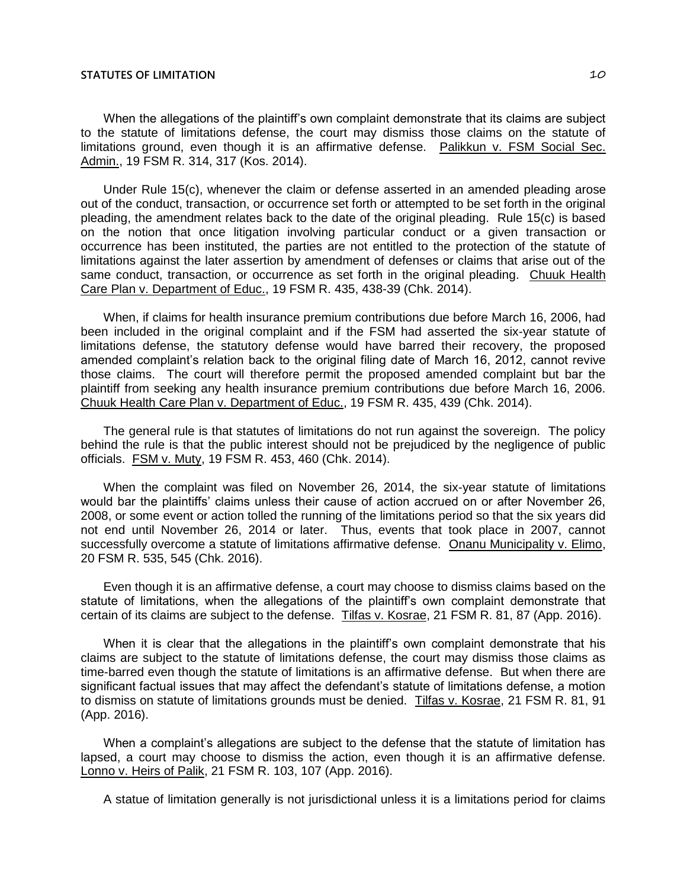When the allegations of the plaintiff's own complaint demonstrate that its claims are subject to the statute of limitations defense, the court may dismiss those claims on the statute of limitations ground, even though it is an affirmative defense. Palikkun v. FSM Social Sec. Admin., 19 FSM R. 314, 317 (Kos. 2014).

Under Rule 15(c), whenever the claim or defense asserted in an amended pleading arose out of the conduct, transaction, or occurrence set forth or attempted to be set forth in the original pleading, the amendment relates back to the date of the original pleading. Rule 15(c) is based on the notion that once litigation involving particular conduct or a given transaction or occurrence has been instituted, the parties are not entitled to the protection of the statute of limitations against the later assertion by amendment of defenses or claims that arise out of the same conduct, transaction, or occurrence as set forth in the original pleading. Chuuk Health Care Plan v. Department of Educ., 19 FSM R. 435, 438-39 (Chk. 2014).

When, if claims for health insurance premium contributions due before March 16, 2006, had been included in the original complaint and if the FSM had asserted the six-year statute of limitations defense, the statutory defense would have barred their recovery, the proposed amended complaint's relation back to the original filing date of March 16, 2012, cannot revive those claims. The court will therefore permit the proposed amended complaint but bar the plaintiff from seeking any health insurance premium contributions due before March 16, 2006. Chuuk Health Care Plan v. Department of Educ., 19 FSM R. 435, 439 (Chk. 2014).

The general rule is that statutes of limitations do not run against the sovereign. The policy behind the rule is that the public interest should not be prejudiced by the negligence of public officials. FSM v. Muty, 19 FSM R. 453, 460 (Chk. 2014).

When the complaint was filed on November 26, 2014, the six-year statute of limitations would bar the plaintiffs' claims unless their cause of action accrued on or after November 26, 2008, or some event or action tolled the running of the limitations period so that the six years did not end until November 26, 2014 or later. Thus, events that took place in 2007, cannot successfully overcome a statute of limitations affirmative defense. Onanu Municipality v. Elimo, 20 FSM R. 535, 545 (Chk. 2016).

Even though it is an affirmative defense, a court may choose to dismiss claims based on the statute of limitations, when the allegations of the plaintiff's own complaint demonstrate that certain of its claims are subject to the defense. Tilfas v. Kosrae, 21 FSM R. 81, 87 (App. 2016).

When it is clear that the allegations in the plaintiff's own complaint demonstrate that his claims are subject to the statute of limitations defense, the court may dismiss those claims as time-barred even though the statute of limitations is an affirmative defense. But when there are significant factual issues that may affect the defendant's statute of limitations defense, a motion to dismiss on statute of limitations grounds must be denied. Tilfas v. Kosrae, 21 FSM R. 81, 91 (App. 2016).

When a complaint's allegations are subject to the defense that the statute of limitation has lapsed, a court may choose to dismiss the action, even though it is an affirmative defense. Lonno v. Heirs of Palik, 21 FSM R. 103, 107 (App. 2016).

A statue of limitation generally is not jurisdictional unless it is a limitations period for claims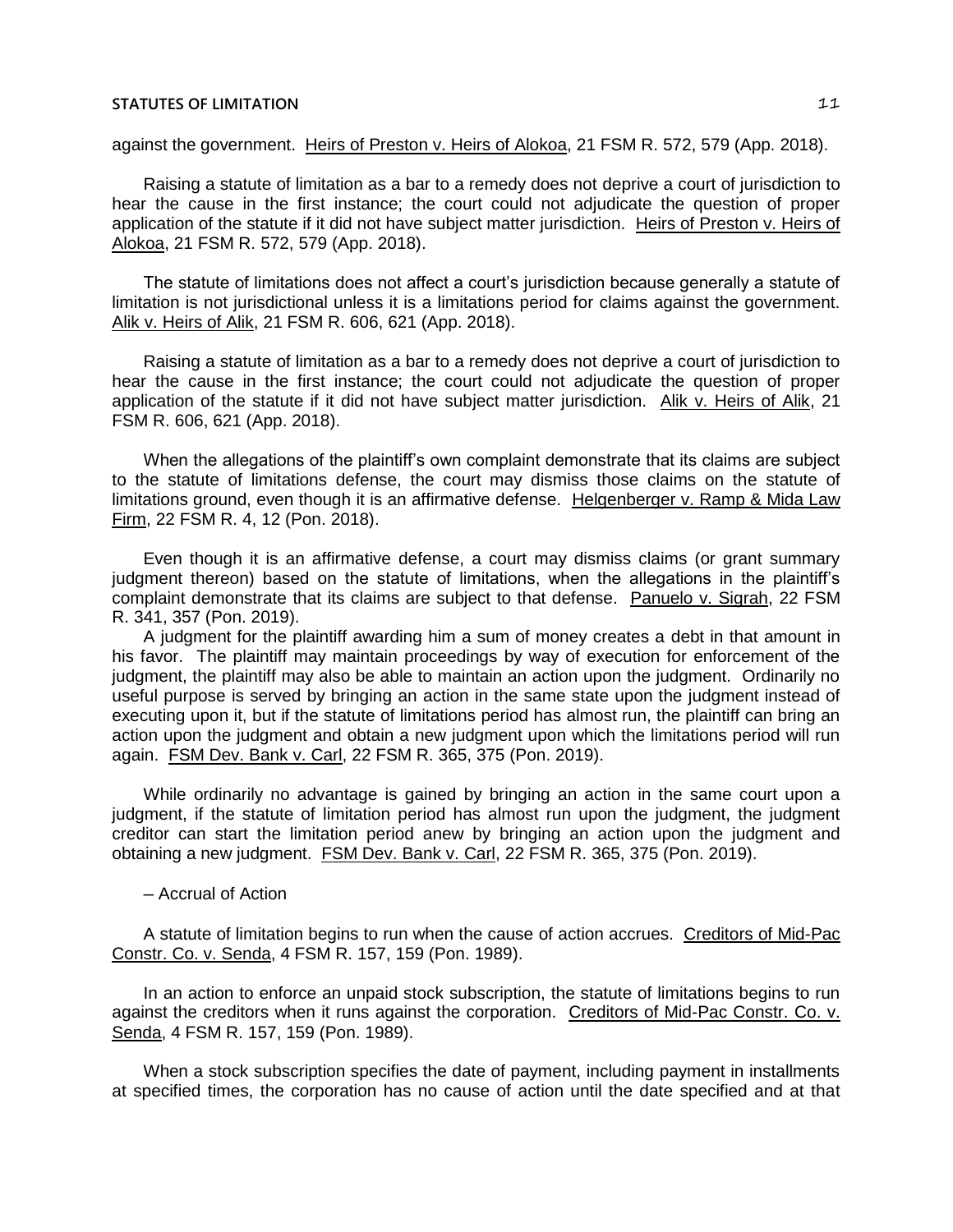against the government. Heirs of Preston v. Heirs of Alokoa, 21 FSM R. 572, 579 (App. 2018).

Raising a statute of limitation as a bar to a remedy does not deprive a court of jurisdiction to hear the cause in the first instance; the court could not adjudicate the question of proper application of the statute if it did not have subject matter jurisdiction. Heirs of Preston v. Heirs of Alokoa, 21 FSM R. 572, 579 (App. 2018).

The statute of limitations does not affect a court's jurisdiction because generally a statute of limitation is not jurisdictional unless it is a limitations period for claims against the government. Alik v. Heirs of Alik, 21 FSM R. 606, 621 (App. 2018).

Raising a statute of limitation as a bar to a remedy does not deprive a court of jurisdiction to hear the cause in the first instance; the court could not adjudicate the question of proper application of the statute if it did not have subject matter jurisdiction. Alik v. Heirs of Alik, 21 FSM R. 606, 621 (App. 2018).

When the allegations of the plaintiff's own complaint demonstrate that its claims are subject to the statute of limitations defense, the court may dismiss those claims on the statute of limitations ground, even though it is an affirmative defense. Helgenberger v. Ramp & Mida Law Firm, 22 FSM R. 4, 12 (Pon. 2018).

Even though it is an affirmative defense, a court may dismiss claims (or grant summary judgment thereon) based on the statute of limitations, when the allegations in the plaintiff's complaint demonstrate that its claims are subject to that defense. Panuelo v. Sigrah, 22 FSM R. 341, 357 (Pon. 2019).

A judgment for the plaintiff awarding him a sum of money creates a debt in that amount in his favor. The plaintiff may maintain proceedings by way of execution for enforcement of the judgment, the plaintiff may also be able to maintain an action upon the judgment. Ordinarily no useful purpose is served by bringing an action in the same state upon the judgment instead of executing upon it, but if the statute of limitations period has almost run, the plaintiff can bring an action upon the judgment and obtain a new judgment upon which the limitations period will run again. FSM Dev. Bank v. Carl, 22 FSM R. 365, 375 (Pon. 2019).

While ordinarily no advantage is gained by bringing an action in the same court upon a judgment, if the statute of limitation period has almost run upon the judgment, the judgment creditor can start the limitation period anew by bringing an action upon the judgment and obtaining a new judgment. FSM Dev. Bank v. Carl, 22 FSM R. 365, 375 (Pon. 2019).

– Accrual of Action

A statute of limitation begins to run when the cause of action accrues. Creditors of Mid-Pac Constr. Co. v. Senda, 4 FSM R. 157, 159 (Pon. 1989).

In an action to enforce an unpaid stock subscription, the statute of limitations begins to run against the creditors when it runs against the corporation. Creditors of Mid-Pac Constr. Co. v. Senda, 4 FSM R. 157, 159 (Pon. 1989).

When a stock subscription specifies the date of payment, including payment in installments at specified times, the corporation has no cause of action until the date specified and at that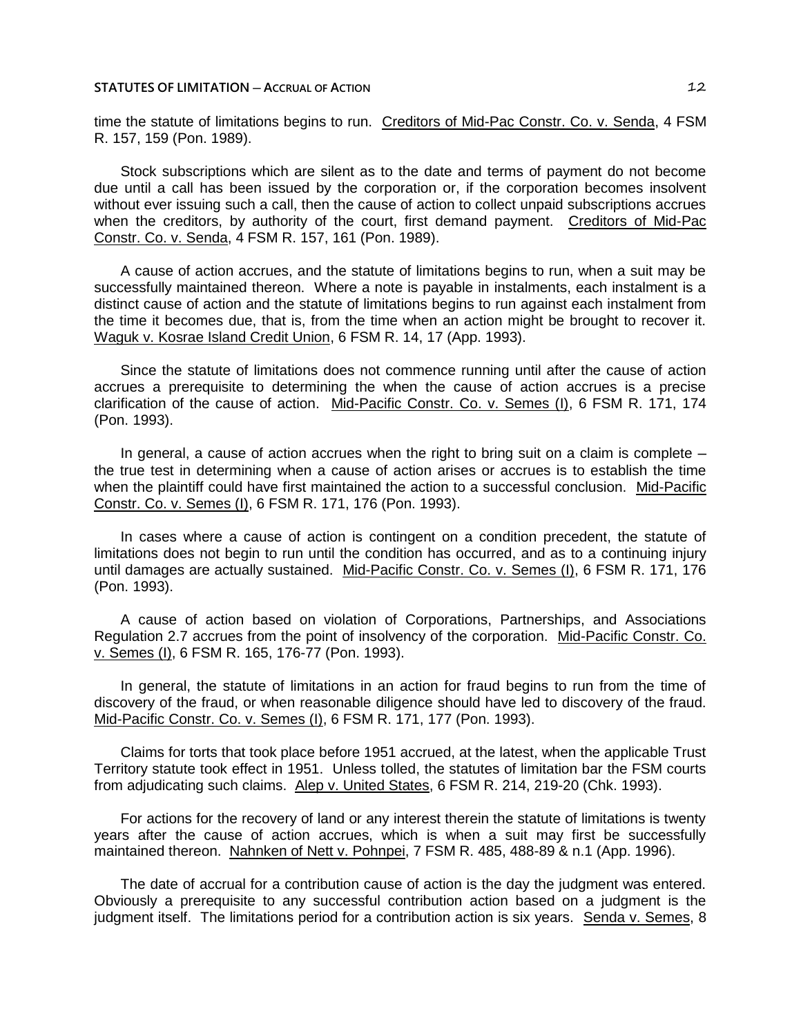time the statute of limitations begins to run. Creditors of Mid-Pac Constr. Co. v. Senda, 4 FSM R. 157, 159 (Pon. 1989).

Stock subscriptions which are silent as to the date and terms of payment do not become due until a call has been issued by the corporation or, if the corporation becomes insolvent without ever issuing such a call, then the cause of action to collect unpaid subscriptions accrues when the creditors, by authority of the court, first demand payment. Creditors of Mid-Pac Constr. Co. v. Senda, 4 FSM R. 157, 161 (Pon. 1989).

A cause of action accrues, and the statute of limitations begins to run, when a suit may be successfully maintained thereon. Where a note is payable in instalments, each instalment is a distinct cause of action and the statute of limitations begins to run against each instalment from the time it becomes due, that is, from the time when an action might be brought to recover it. Waguk v. Kosrae Island Credit Union, 6 FSM R. 14, 17 (App. 1993).

Since the statute of limitations does not commence running until after the cause of action accrues a prerequisite to determining the when the cause of action accrues is a precise clarification of the cause of action. Mid-Pacific Constr. Co. v. Semes (I), 6 FSM R. 171, 174 (Pon. 1993).

In general, a cause of action accrues when the right to bring suit on a claim is complete – the true test in determining when a cause of action arises or accrues is to establish the time when the plaintiff could have first maintained the action to a successful conclusion. Mid-Pacific Constr. Co. v. Semes (I), 6 FSM R. 171, 176 (Pon. 1993).

In cases where a cause of action is contingent on a condition precedent, the statute of limitations does not begin to run until the condition has occurred, and as to a continuing injury until damages are actually sustained. Mid-Pacific Constr. Co. v. Semes (I), 6 FSM R. 171, 176 (Pon. 1993).

A cause of action based on violation of Corporations, Partnerships, and Associations Regulation 2.7 accrues from the point of insolvency of the corporation. Mid-Pacific Constr. Co. v. Semes (I), 6 FSM R. 165, 176-77 (Pon. 1993).

In general, the statute of limitations in an action for fraud begins to run from the time of discovery of the fraud, or when reasonable diligence should have led to discovery of the fraud. Mid-Pacific Constr. Co. v. Semes (I), 6 FSM R. 171, 177 (Pon. 1993).

Claims for torts that took place before 1951 accrued, at the latest, when the applicable Trust Territory statute took effect in 1951. Unless tolled, the statutes of limitation bar the FSM courts from adjudicating such claims. Alep v. United States, 6 FSM R. 214, 219-20 (Chk. 1993).

For actions for the recovery of land or any interest therein the statute of limitations is twenty years after the cause of action accrues, which is when a suit may first be successfully maintained thereon. Nahnken of Nett v. Pohnpei, 7 FSM R. 485, 488-89 & n.1 (App. 1996).

The date of accrual for a contribution cause of action is the day the judgment was entered. Obviously a prerequisite to any successful contribution action based on a judgment is the judgment itself. The limitations period for a contribution action is six years. Senda v. Semes, 8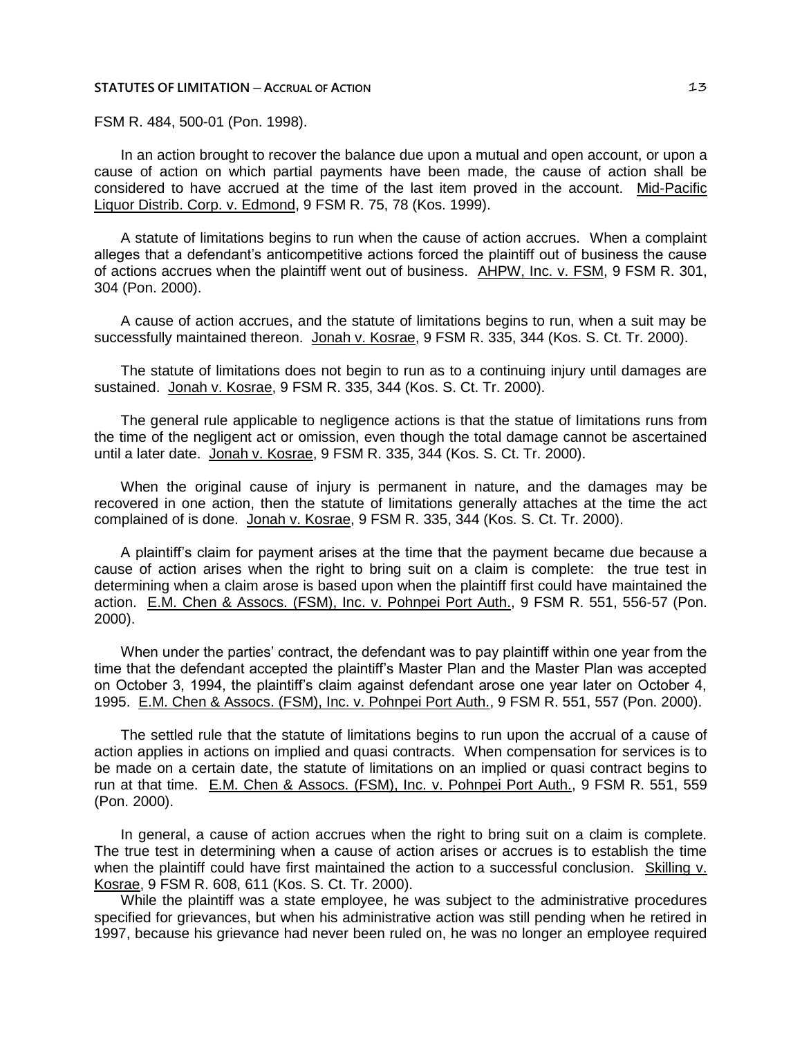FSM R. 484, 500-01 (Pon. 1998).

In an action brought to recover the balance due upon a mutual and open account, or upon a cause of action on which partial payments have been made, the cause of action shall be considered to have accrued at the time of the last item proved in the account. Mid-Pacific Liquor Distrib. Corp. v. Edmond, 9 FSM R. 75, 78 (Kos. 1999).

A statute of limitations begins to run when the cause of action accrues. When a complaint alleges that a defendant's anticompetitive actions forced the plaintiff out of business the cause of actions accrues when the plaintiff went out of business. AHPW, Inc. v. FSM, 9 FSM R. 301, 304 (Pon. 2000).

A cause of action accrues, and the statute of limitations begins to run, when a suit may be successfully maintained thereon. Jonah v. Kosrae, 9 FSM R. 335, 344 (Kos. S. Ct. Tr. 2000).

The statute of limitations does not begin to run as to a continuing injury until damages are sustained. Jonah v. Kosrae, 9 FSM R. 335, 344 (Kos. S. Ct. Tr. 2000).

The general rule applicable to negligence actions is that the statue of limitations runs from the time of the negligent act or omission, even though the total damage cannot be ascertained until a later date. Jonah v. Kosrae, 9 FSM R. 335, 344 (Kos. S. Ct. Tr. 2000).

When the original cause of injury is permanent in nature, and the damages may be recovered in one action, then the statute of limitations generally attaches at the time the act complained of is done. Jonah v. Kosrae, 9 FSM R. 335, 344 (Kos. S. Ct. Tr. 2000).

A plaintiff's claim for payment arises at the time that the payment became due because a cause of action arises when the right to bring suit on a claim is complete: the true test in determining when a claim arose is based upon when the plaintiff first could have maintained the action. E.M. Chen & Assocs. (FSM), Inc. v. Pohnpei Port Auth., 9 FSM R. 551, 556-57 (Pon. 2000).

When under the parties' contract, the defendant was to pay plaintiff within one year from the time that the defendant accepted the plaintiff's Master Plan and the Master Plan was accepted on October 3, 1994, the plaintiff's claim against defendant arose one year later on October 4, 1995. E.M. Chen & Assocs. (FSM), Inc. v. Pohnpei Port Auth., 9 FSM R. 551, 557 (Pon. 2000).

The settled rule that the statute of limitations begins to run upon the accrual of a cause of action applies in actions on implied and quasi contracts. When compensation for services is to be made on a certain date, the statute of limitations on an implied or quasi contract begins to run at that time. E.M. Chen & Assocs. (FSM), Inc. v. Pohnpei Port Auth., 9 FSM R. 551, 559 (Pon. 2000).

In general, a cause of action accrues when the right to bring suit on a claim is complete. The true test in determining when a cause of action arises or accrues is to establish the time when the plaintiff could have first maintained the action to a successful conclusion. Skilling v. Kosrae, 9 FSM R. 608, 611 (Kos. S. Ct. Tr. 2000).

While the plaintiff was a state employee, he was subject to the administrative procedures specified for grievances, but when his administrative action was still pending when he retired in 1997, because his grievance had never been ruled on, he was no longer an employee required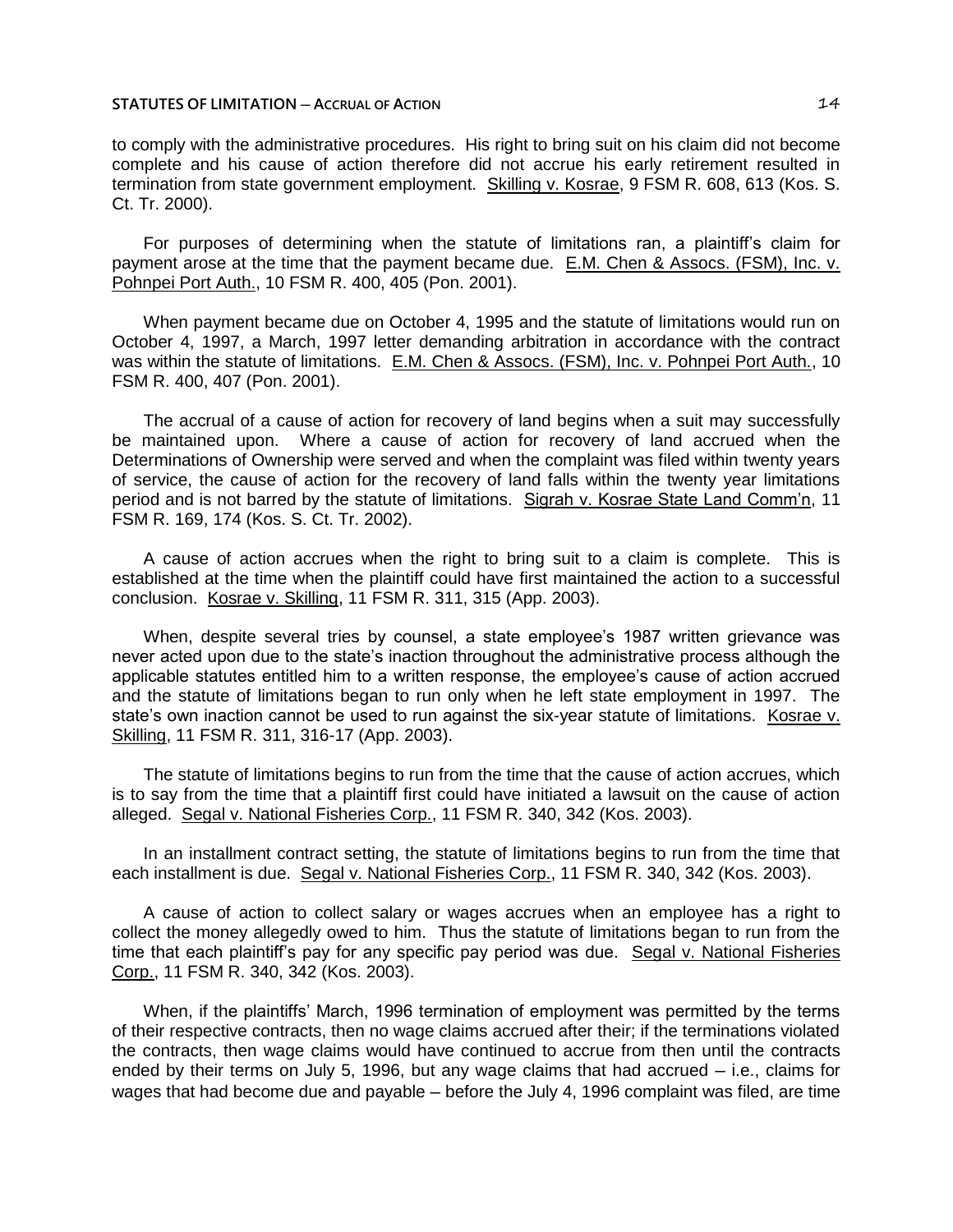to comply with the administrative procedures. His right to bring suit on his claim did not become complete and his cause of action therefore did not accrue his early retirement resulted in termination from state government employment. Skilling v. Kosrae, 9 FSM R. 608, 613 (Kos. S. Ct. Tr. 2000).

For purposes of determining when the statute of limitations ran, a plaintiff's claim for payment arose at the time that the payment became due. E.M. Chen & Assocs. (FSM), Inc. v. Pohnpei Port Auth., 10 FSM R. 400, 405 (Pon. 2001).

When payment became due on October 4, 1995 and the statute of limitations would run on October 4, 1997, a March, 1997 letter demanding arbitration in accordance with the contract was within the statute of limitations. E.M. Chen & Assocs. (FSM), Inc. v. Pohnpei Port Auth., 10 FSM R. 400, 407 (Pon. 2001).

The accrual of a cause of action for recovery of land begins when a suit may successfully be maintained upon. Where a cause of action for recovery of land accrued when the Determinations of Ownership were served and when the complaint was filed within twenty years of service, the cause of action for the recovery of land falls within the twenty year limitations period and is not barred by the statute of limitations. Sigrah v. Kosrae State Land Comm'n, 11 FSM R. 169, 174 (Kos. S. Ct. Tr. 2002).

A cause of action accrues when the right to bring suit to a claim is complete. This is established at the time when the plaintiff could have first maintained the action to a successful conclusion. Kosrae v. Skilling, 11 FSM R. 311, 315 (App. 2003).

When, despite several tries by counsel, a state employee's 1987 written grievance was never acted upon due to the state's inaction throughout the administrative process although the applicable statutes entitled him to a written response, the employee's cause of action accrued and the statute of limitations began to run only when he left state employment in 1997. The state's own inaction cannot be used to run against the six-year statute of limitations. Kosrae v. Skilling, 11 FSM R. 311, 316-17 (App. 2003).

The statute of limitations begins to run from the time that the cause of action accrues, which is to say from the time that a plaintiff first could have initiated a lawsuit on the cause of action alleged. Segal v. National Fisheries Corp., 11 FSM R. 340, 342 (Kos. 2003).

In an installment contract setting, the statute of limitations begins to run from the time that each installment is due. Segal v. National Fisheries Corp., 11 FSM R. 340, 342 (Kos. 2003).

A cause of action to collect salary or wages accrues when an employee has a right to collect the money allegedly owed to him. Thus the statute of limitations began to run from the time that each plaintiff's pay for any specific pay period was due. Segal v. National Fisheries Corp., 11 FSM R. 340, 342 (Kos. 2003).

When, if the plaintiffs' March, 1996 termination of employment was permitted by the terms of their respective contracts, then no wage claims accrued after their; if the terminations violated the contracts, then wage claims would have continued to accrue from then until the contracts ended by their terms on July 5, 1996, but any wage claims that had accrued – i.e., claims for wages that had become due and payable – before the July 4, 1996 complaint was filed, are time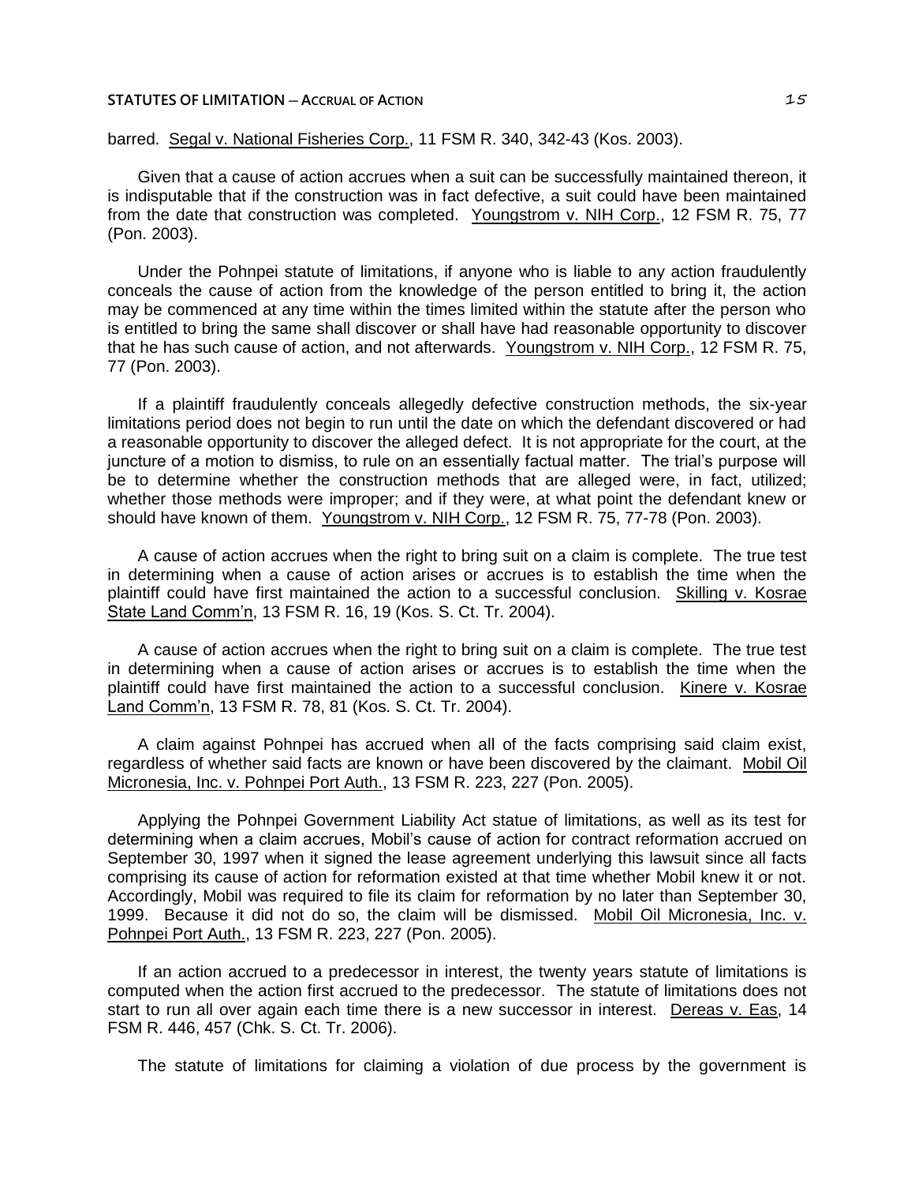barred. Segal v. National Fisheries Corp., 11 FSM R. 340, 342-43 (Kos. 2003).

Given that a cause of action accrues when a suit can be successfully maintained thereon, it is indisputable that if the construction was in fact defective, a suit could have been maintained from the date that construction was completed. Youngstrom v. NIH Corp., 12 FSM R. 75, 77 (Pon. 2003).

Under the Pohnpei statute of limitations, if anyone who is liable to any action fraudulently conceals the cause of action from the knowledge of the person entitled to bring it, the action may be commenced at any time within the times limited within the statute after the person who is entitled to bring the same shall discover or shall have had reasonable opportunity to discover that he has such cause of action, and not afterwards. Youngstrom v. NIH Corp., 12 FSM R. 75, 77 (Pon. 2003).

If a plaintiff fraudulently conceals allegedly defective construction methods, the six-year limitations period does not begin to run until the date on which the defendant discovered or had a reasonable opportunity to discover the alleged defect. It is not appropriate for the court, at the juncture of a motion to dismiss, to rule on an essentially factual matter. The trial's purpose will be to determine whether the construction methods that are alleged were, in fact, utilized; whether those methods were improper; and if they were, at what point the defendant knew or should have known of them. Youngstrom v. NIH Corp., 12 FSM R. 75, 77-78 (Pon. 2003).

A cause of action accrues when the right to bring suit on a claim is complete. The true test in determining when a cause of action arises or accrues is to establish the time when the plaintiff could have first maintained the action to a successful conclusion. Skilling v. Kosrae State Land Comm'n, 13 FSM R. 16, 19 (Kos. S. Ct. Tr. 2004).

A cause of action accrues when the right to bring suit on a claim is complete. The true test in determining when a cause of action arises or accrues is to establish the time when the plaintiff could have first maintained the action to a successful conclusion. Kinere v. Kosrae Land Comm'n, 13 FSM R. 78, 81 (Kos. S. Ct. Tr. 2004).

A claim against Pohnpei has accrued when all of the facts comprising said claim exist, regardless of whether said facts are known or have been discovered by the claimant. Mobil Oil Micronesia, Inc. v. Pohnpei Port Auth., 13 FSM R. 223, 227 (Pon. 2005).

Applying the Pohnpei Government Liability Act statue of limitations, as well as its test for determining when a claim accrues, Mobil's cause of action for contract reformation accrued on September 30, 1997 when it signed the lease agreement underlying this lawsuit since all facts comprising its cause of action for reformation existed at that time whether Mobil knew it or not. Accordingly, Mobil was required to file its claim for reformation by no later than September 30, 1999. Because it did not do so, the claim will be dismissed. Mobil Oil Micronesia, Inc. v. Pohnpei Port Auth., 13 FSM R. 223, 227 (Pon. 2005).

If an action accrued to a predecessor in interest, the twenty years statute of limitations is computed when the action first accrued to the predecessor. The statute of limitations does not start to run all over again each time there is a new successor in interest. Dereas v. Eas, 14 FSM R. 446, 457 (Chk. S. Ct. Tr. 2006).

The statute of limitations for claiming a violation of due process by the government is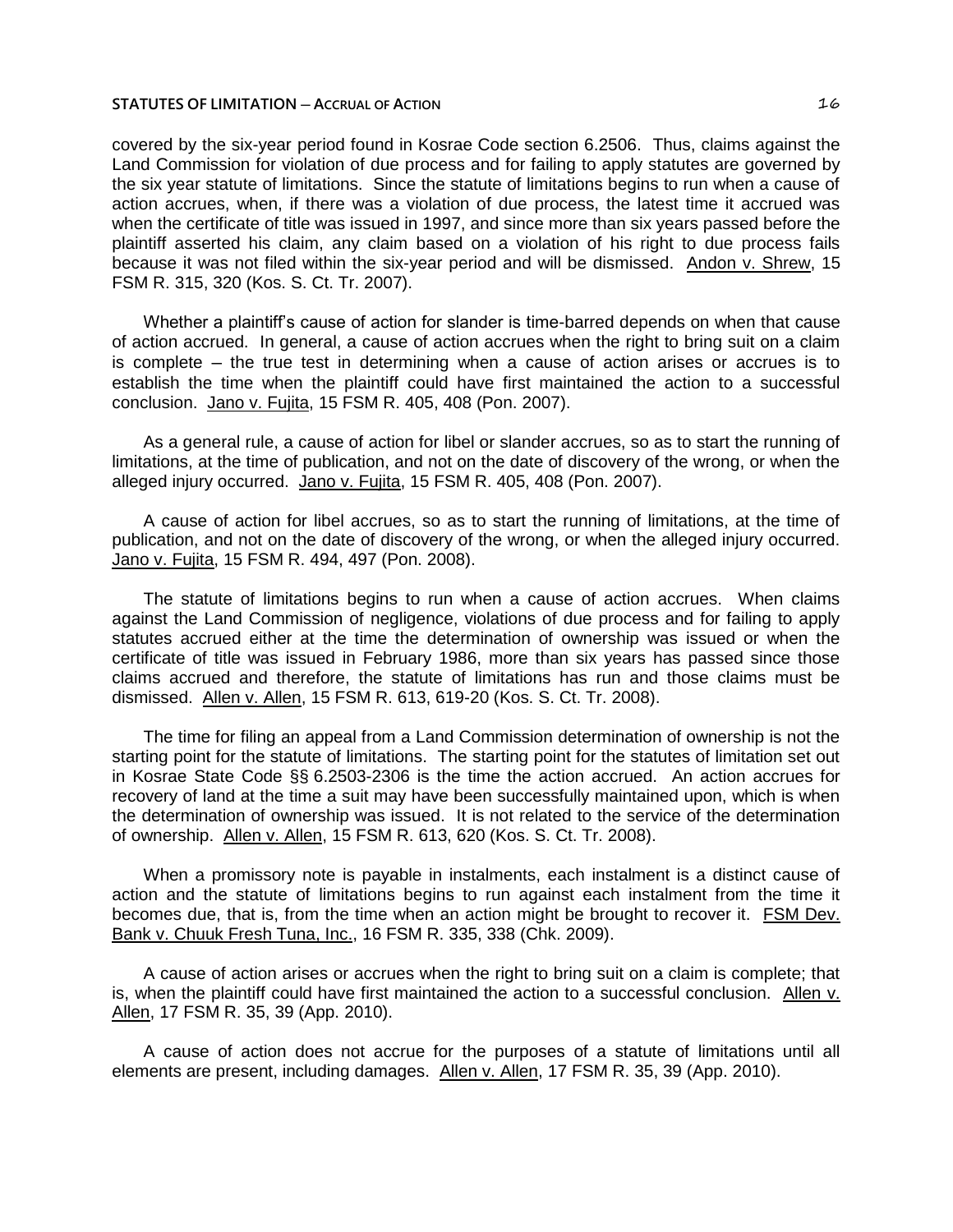covered by the six-year period found in Kosrae Code section 6.2506. Thus, claims against the Land Commission for violation of due process and for failing to apply statutes are governed by the six year statute of limitations. Since the statute of limitations begins to run when a cause of action accrues, when, if there was a violation of due process, the latest time it accrued was when the certificate of title was issued in 1997, and since more than six years passed before the plaintiff asserted his claim, any claim based on a violation of his right to due process fails because it was not filed within the six-year period and will be dismissed. Andon v. Shrew, 15 FSM R. 315, 320 (Kos. S. Ct. Tr. 2007).

Whether a plaintiff's cause of action for slander is time-barred depends on when that cause of action accrued. In general, a cause of action accrues when the right to bring suit on a claim is complete – the true test in determining when a cause of action arises or accrues is to establish the time when the plaintiff could have first maintained the action to a successful conclusion. Jano v. Fujita, 15 FSM R. 405, 408 (Pon. 2007).

As a general rule, a cause of action for libel or slander accrues, so as to start the running of limitations, at the time of publication, and not on the date of discovery of the wrong, or when the alleged injury occurred. Jano v. Fujita, 15 FSM R. 405, 408 (Pon. 2007).

A cause of action for libel accrues, so as to start the running of limitations, at the time of publication, and not on the date of discovery of the wrong, or when the alleged injury occurred. Jano v. Fujita, 15 FSM R. 494, 497 (Pon. 2008).

The statute of limitations begins to run when a cause of action accrues. When claims against the Land Commission of negligence, violations of due process and for failing to apply statutes accrued either at the time the determination of ownership was issued or when the certificate of title was issued in February 1986, more than six years has passed since those claims accrued and therefore, the statute of limitations has run and those claims must be dismissed. Allen v. Allen, 15 FSM R. 613, 619-20 (Kos. S. Ct. Tr. 2008).

The time for filing an appeal from a Land Commission determination of ownership is not the starting point for the statute of limitations. The starting point for the statutes of limitation set out in Kosrae State Code §§ 6.2503-2306 is the time the action accrued. An action accrues for recovery of land at the time a suit may have been successfully maintained upon, which is when the determination of ownership was issued. It is not related to the service of the determination of ownership. Allen v. Allen, 15 FSM R. 613, 620 (Kos. S. Ct. Tr. 2008).

When a promissory note is payable in instalments, each instalment is a distinct cause of action and the statute of limitations begins to run against each instalment from the time it becomes due, that is, from the time when an action might be brought to recover it. FSM Dev. Bank v. Chuuk Fresh Tuna, Inc., 16 FSM R. 335, 338 (Chk. 2009).

A cause of action arises or accrues when the right to bring suit on a claim is complete; that is, when the plaintiff could have first maintained the action to a successful conclusion. Allen v. Allen, 17 FSM R. 35, 39 (App. 2010).

A cause of action does not accrue for the purposes of a statute of limitations until all elements are present, including damages. Allen v. Allen, 17 FSM R. 35, 39 (App. 2010).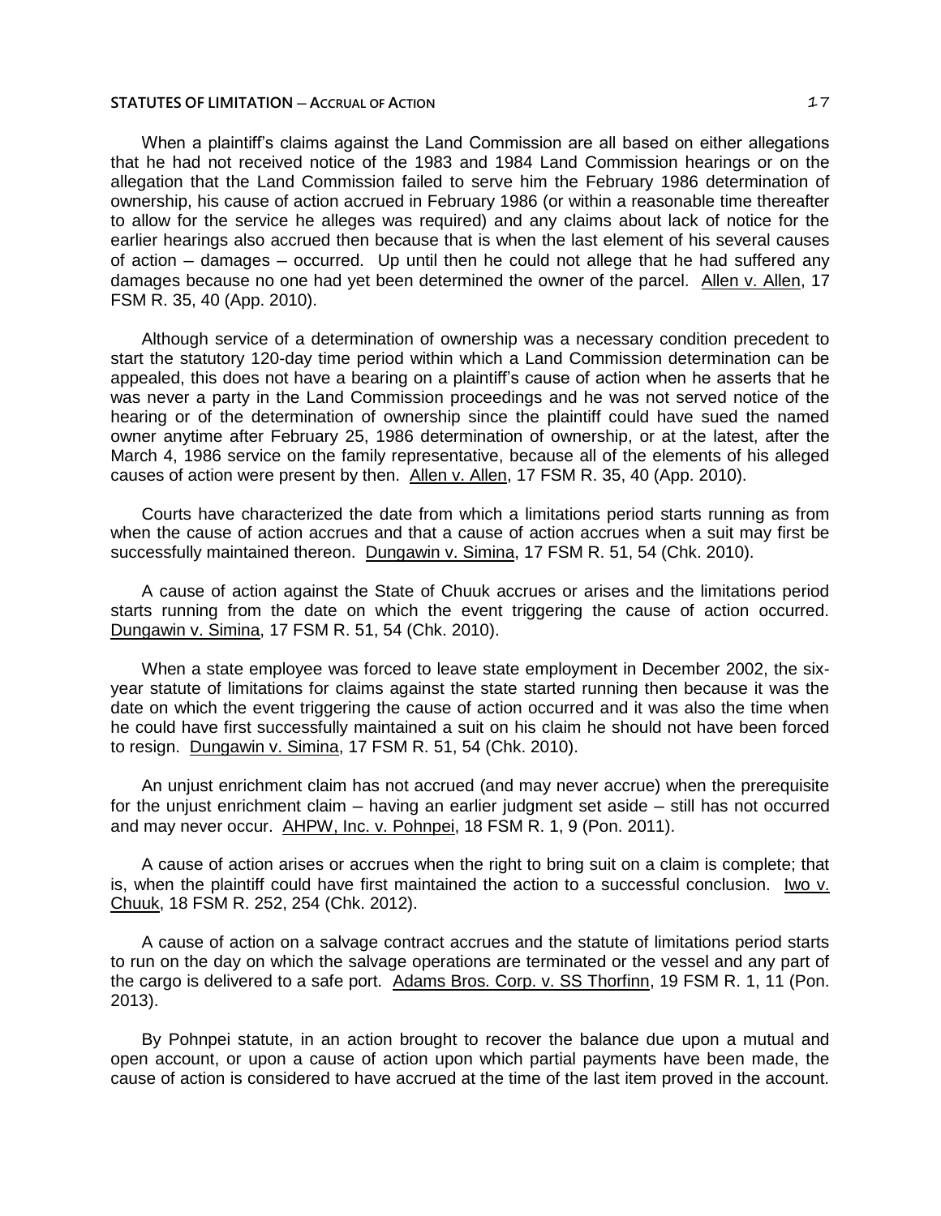When a plaintiff's claims against the Land Commission are all based on either allegations that he had not received notice of the 1983 and 1984 Land Commission hearings or on the allegation that the Land Commission failed to serve him the February 1986 determination of ownership, his cause of action accrued in February 1986 (or within a reasonable time thereafter to allow for the service he alleges was required) and any claims about lack of notice for the earlier hearings also accrued then because that is when the last element of his several causes of action – damages – occurred. Up until then he could not allege that he had suffered any damages because no one had yet been determined the owner of the parcel. Allen v. Allen, 17 FSM R. 35, 40 (App. 2010).

Although service of a determination of ownership was a necessary condition precedent to start the statutory 120-day time period within which a Land Commission determination can be appealed, this does not have a bearing on a plaintiff's cause of action when he asserts that he was never a party in the Land Commission proceedings and he was not served notice of the hearing or of the determination of ownership since the plaintiff could have sued the named owner anytime after February 25, 1986 determination of ownership, or at the latest, after the March 4, 1986 service on the family representative, because all of the elements of his alleged causes of action were present by then. Allen v. Allen, 17 FSM R. 35, 40 (App. 2010).

Courts have characterized the date from which a limitations period starts running as from when the cause of action accrues and that a cause of action accrues when a suit may first be successfully maintained thereon. Dungawin v. Simina, 17 FSM R. 51, 54 (Chk. 2010).

A cause of action against the State of Chuuk accrues or arises and the limitations period starts running from the date on which the event triggering the cause of action occurred. Dungawin v. Simina, 17 FSM R. 51, 54 (Chk. 2010).

When a state employee was forced to leave state employment in December 2002, the six-year statute of limitations for claims against the state started running then because it was the date on which the event triggering the cause of action occurred and it was also the time when he could have first successfully maintained a suit on his claim he should not have been forced to resign. Dungawin v. Simina, 17 FSM R. 51, 54 (Chk. 2010).

An unjust enrichment claim has not accrued (and may never accrue) when the prerequisite for the unjust enrichment claim – having an earlier judgment set aside – still has not occurred and may never occur. AHPW, Inc. v. Pohnpei, 18 FSM R. 1, 9 (Pon. 2011).

A cause of action arises or accrues when the right to bring suit on a claim is complete; that is, when the plaintiff could have first maintained the action to a successful conclusion. Iwo v. Chuuk, 18 FSM R. 252, 254 (Chk. 2012).

A cause of action on a salvage contract accrues and the statute of limitations period starts to run on the day on which the salvage operations are terminated or the vessel and any part of the cargo is delivered to a safe port. Adams Bros. Corp. v. SS Thorfinn, 19 FSM R. 1, 11 (Pon. 2013).

By Pohnpei statute, in an action brought to recover the balance due upon a mutual and open account, or upon a cause of action upon which partial payments have been made, the cause of action is considered to have accrued at the time of the last item proved in the account.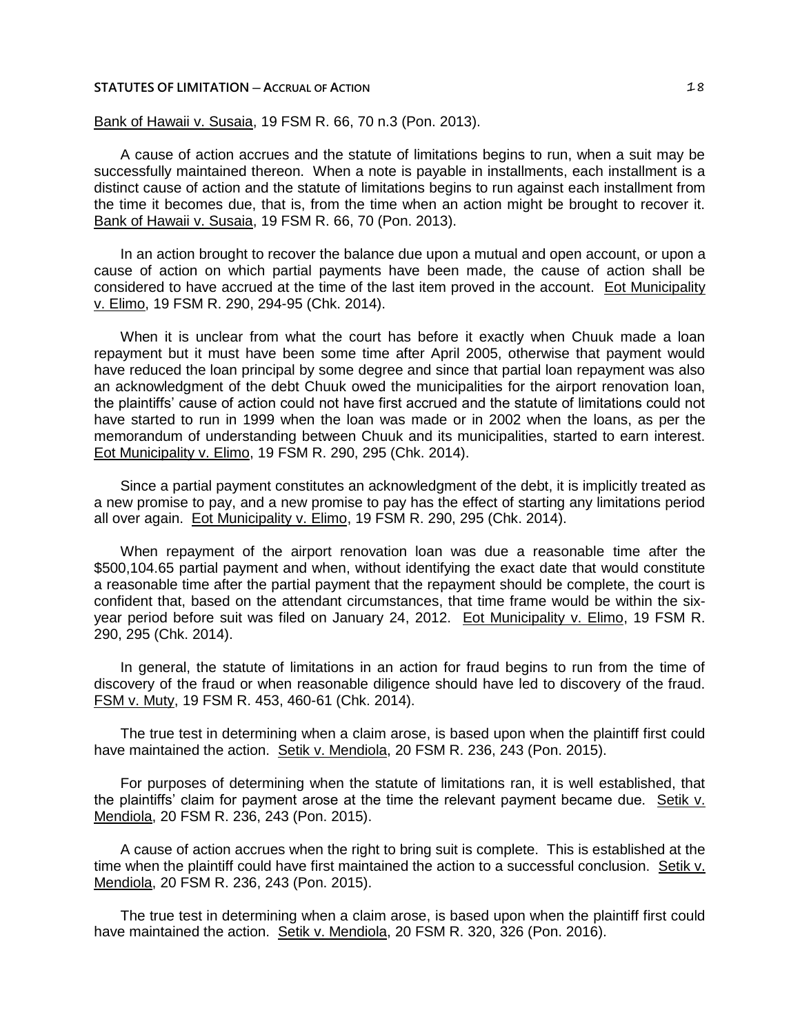Bank of Hawaii v. Susaia, 19 FSM R. 66, 70 n.3 (Pon. 2013).

A cause of action accrues and the statute of limitations begins to run, when a suit may be successfully maintained thereon. When a note is payable in installments, each installment is a distinct cause of action and the statute of limitations begins to run against each installment from the time it becomes due, that is, from the time when an action might be brought to recover it. Bank of Hawaii v. Susaia, 19 FSM R. 66, 70 (Pon. 2013).

In an action brought to recover the balance due upon a mutual and open account, or upon a cause of action on which partial payments have been made, the cause of action shall be considered to have accrued at the time of the last item proved in the account. Eot Municipality v. Elimo, 19 FSM R. 290, 294-95 (Chk. 2014).

When it is unclear from what the court has before it exactly when Chuuk made a loan repayment but it must have been some time after April 2005, otherwise that payment would have reduced the loan principal by some degree and since that partial loan repayment was also an acknowledgment of the debt Chuuk owed the municipalities for the airport renovation loan, the plaintiffs' cause of action could not have first accrued and the statute of limitations could not have started to run in 1999 when the loan was made or in 2002 when the loans, as per the memorandum of understanding between Chuuk and its municipalities, started to earn interest. Eot Municipality v. Elimo, 19 FSM R. 290, 295 (Chk. 2014).

Since a partial payment constitutes an acknowledgment of the debt, it is implicitly treated as a new promise to pay, and a new promise to pay has the effect of starting any limitations period all over again. Eot Municipality v. Elimo, 19 FSM R. 290, 295 (Chk. 2014).

When repayment of the airport renovation loan was due a reasonable time after the $500,104.65 partial payment and when, without identifying the exact date that would constitute a reasonable time after the partial payment that the repayment should be complete, the court is confident that, based on the attendant circumstances, that time frame would be within the six-year period before suit was filed on January 24, 2012. Eot Municipality v. Elimo, 19 FSM R. 290, 295 (Chk. 2014).

In general, the statute of limitations in an action for fraud begins to run from the time of discovery of the fraud or when reasonable diligence should have led to discovery of the fraud. FSM v. Muty, 19 FSM R. 453, 460-61 (Chk. 2014).

The true test in determining when a claim arose, is based upon when the plaintiff first could have maintained the action. Setik v. Mendiola, 20 FSM R. 236, 243 (Pon. 2015).

For purposes of determining when the statute of limitations ran, it is well established, that the plaintiffs' claim for payment arose at the time the relevant payment became due. Setik v. Mendiola, 20 FSM R. 236, 243 (Pon. 2015).

A cause of action accrues when the right to bring suit is complete. This is established at the time when the plaintiff could have first maintained the action to a successful conclusion. Setik v. Mendiola, 20 FSM R. 236, 243 (Pon. 2015).

The true test in determining when a claim arose, is based upon when the plaintiff first could have maintained the action. Setik v. Mendiola, 20 FSM R. 320, 326 (Pon. 2016).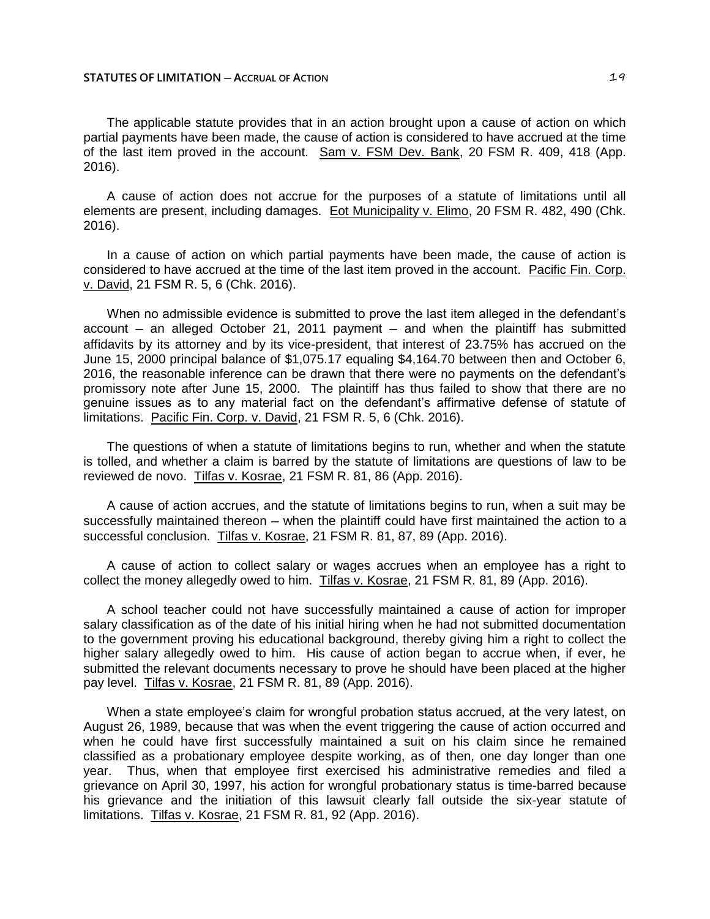The applicable statute provides that in an action brought upon a cause of action on which partial payments have been made, the cause of action is considered to have accrued at the time of the last item proved in the account. Sam v. FSM Dev. Bank, 20 FSM R. 409, 418 (App. 2016).

A cause of action does not accrue for the purposes of a statute of limitations until all elements are present, including damages. Eot Municipality v. Elimo, 20 FSM R. 482, 490 (Chk. 2016).

In a cause of action on which partial payments have been made, the cause of action is considered to have accrued at the time of the last item proved in the account. Pacific Fin. Corp. v. David, 21 FSM R. 5, 6 (Chk. 2016).

When no admissible evidence is submitted to prove the last item alleged in the defendant's account – an alleged October 21, 2011 payment – and when the plaintiff has submitted affidavits by its attorney and by its vice-president, that interest of 23.75% has accrued on the June 15, 2000 principal balance of $1,075.17 equaling $4,164.70 between then and October 6, 2016, the reasonable inference can be drawn that there were no payments on the defendant's promissory note after June 15, 2000. The plaintiff has thus failed to show that there are no genuine issues as to any material fact on the defendant's affirmative defense of statute of limitations. Pacific Fin. Corp. v. David, 21 FSM R. 5, 6 (Chk. 2016).

The questions of when a statute of limitations begins to run, whether and when the statute is tolled, and whether a claim is barred by the statute of limitations are questions of law to be reviewed de novo. Tilfas v. Kosrae, 21 FSM R. 81, 86 (App. 2016).

A cause of action accrues, and the statute of limitations begins to run, when a suit may be successfully maintained thereon – when the plaintiff could have first maintained the action to a successful conclusion. Tilfas v. Kosrae, 21 FSM R. 81, 87, 89 (App. 2016).

A cause of action to collect salary or wages accrues when an employee has a right to collect the money allegedly owed to him. Tilfas v. Kosrae, 21 FSM R. 81, 89 (App. 2016).

A school teacher could not have successfully maintained a cause of action for improper salary classification as of the date of his initial hiring when he had not submitted documentation to the government proving his educational background, thereby giving him a right to collect the higher salary allegedly owed to him. His cause of action began to accrue when, if ever, he submitted the relevant documents necessary to prove he should have been placed at the higher pay level. Tilfas v. Kosrae, 21 FSM R. 81, 89 (App. 2016).

When a state employee's claim for wrongful probation status accrued, at the very latest, on August 26, 1989, because that was when the event triggering the cause of action occurred and when he could have first successfully maintained a suit on his claim since he remained classified as a probationary employee despite working, as of then, one day longer than one year. Thus, when that employee first exercised his administrative remedies and filed a grievance on April 30, 1997, his action for wrongful probationary status is time-barred because his grievance and the initiation of this lawsuit clearly fall outside the six-year statute of limitations. Tilfas v. Kosrae, 21 FSM R. 81, 92 (App. 2016).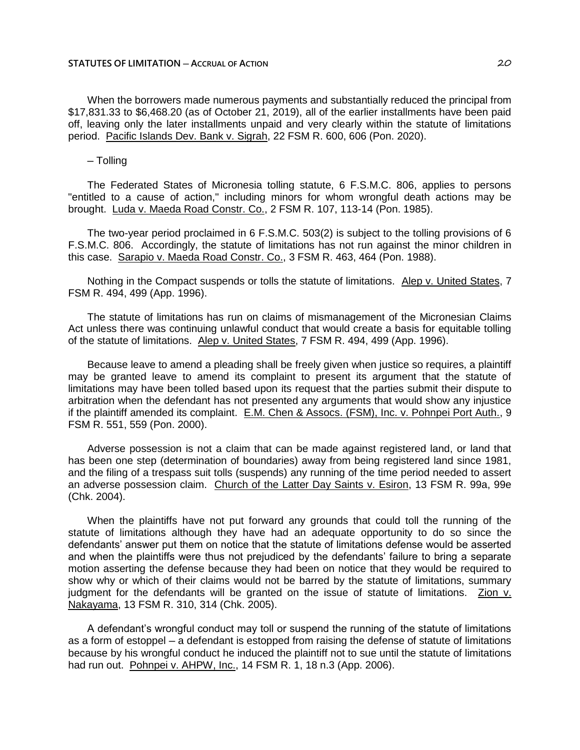When the borrowers made numerous payments and substantially reduced the principal from $17,831.33 to $6,468.20 (as of October 21, 2019), all of the earlier installments have been paid off, leaving only the later installments unpaid and very clearly within the statute of limitations period. Pacific Islands Dev. Bank v. Sigrah, 22 FSM R. 600, 606 (Pon. 2020).

– Tolling

The Federated States of Micronesia tolling statute, 6 F.S.M.C. 806, applies to persons "entitled to a cause of action," including minors for whom wrongful death actions may be brought. Luda v. Maeda Road Constr. Co., 2 FSM R. 107, 113-14 (Pon. 1985).

The two-year period proclaimed in 6 F.S.M.C. 503(2) is subject to the tolling provisions of 6 F.S.M.C. 806. Accordingly, the statute of limitations has not run against the minor children in this case. Sarapio v. Maeda Road Constr. Co., 3 FSM R. 463, 464 (Pon. 1988).

Nothing in the Compact suspends or tolls the statute of limitations. Alep v. United States, 7 FSM R. 494, 499 (App. 1996).

The statute of limitations has run on claims of mismanagement of the Micronesian Claims Act unless there was continuing unlawful conduct that would create a basis for equitable tolling of the statute of limitations. Alep v. United States, 7 FSM R. 494, 499 (App. 1996).

Because leave to amend a pleading shall be freely given when justice so requires, a plaintiff may be granted leave to amend its complaint to present its argument that the statute of limitations may have been tolled based upon its request that the parties submit their dispute to arbitration when the defendant has not presented any arguments that would show any injustice if the plaintiff amended its complaint. E.M. Chen & Assocs. (FSM), Inc. v. Pohnpei Port Auth., 9 FSM R. 551, 559 (Pon. 2000).

Adverse possession is not a claim that can be made against registered land, or land that has been one step (determination of boundaries) away from being registered land since 1981, and the filing of a trespass suit tolls (suspends) any running of the time period needed to assert an adverse possession claim. Church of the Latter Day Saints v. Esiron, 13 FSM R. 99a, 99e (Chk. 2004).

When the plaintiffs have not put forward any grounds that could toll the running of the statute of limitations although they have had an adequate opportunity to do so since the defendants' answer put them on notice that the statute of limitations defense would be asserted and when the plaintiffs were thus not prejudiced by the defendants' failure to bring a separate motion asserting the defense because they had been on notice that they would be required to show why or which of their claims would not be barred by the statute of limitations, summary judgment for the defendants will be granted on the issue of statute of limitations. Zion v. Nakayama, 13 FSM R. 310, 314 (Chk. 2005).

A defendant's wrongful conduct may toll or suspend the running of the statute of limitations as a form of estoppel – a defendant is estopped from raising the defense of statute of limitations because by his wrongful conduct he induced the plaintiff not to sue until the statute of limitations had run out. Pohnpei v. AHPW, Inc., 14 FSM R. 1, 18 n.3 (App. 2006).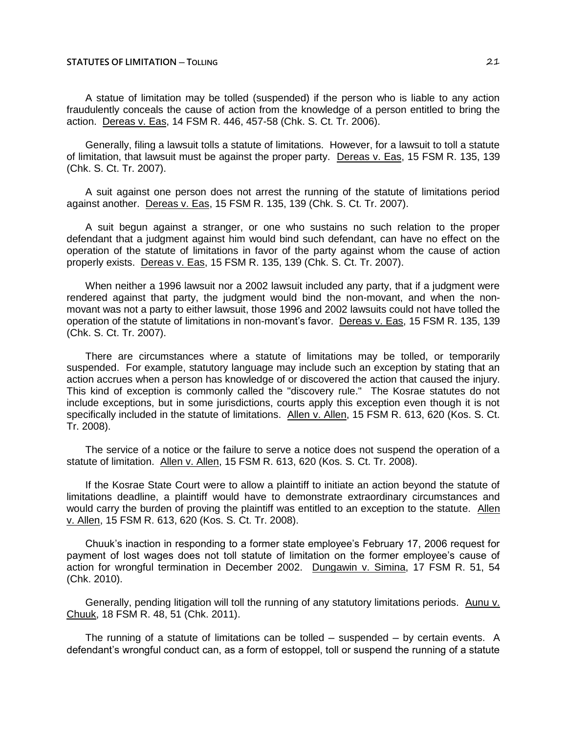A statue of limitation may be tolled (suspended) if the person who is liable to any action fraudulently conceals the cause of action from the knowledge of a person entitled to bring the action. Dereas v. Eas, 14 FSM R. 446, 457-58 (Chk. S. Ct. Tr. 2006).

Generally, filing a lawsuit tolls a statute of limitations. However, for a lawsuit to toll a statute of limitation, that lawsuit must be against the proper party. Dereas v. Eas, 15 FSM R. 135, 139 (Chk. S. Ct. Tr. 2007).

A suit against one person does not arrest the running of the statute of limitations period against another. Dereas v. Eas, 15 FSM R. 135, 139 (Chk. S. Ct. Tr. 2007).

A suit begun against a stranger, or one who sustains no such relation to the proper defendant that a judgment against him would bind such defendant, can have no effect on the operation of the statute of limitations in favor of the party against whom the cause of action properly exists. Dereas v. Eas, 15 FSM R. 135, 139 (Chk. S. Ct. Tr. 2007).

When neither a 1996 lawsuit nor a 2002 lawsuit included any party, that if a judgment were rendered against that party, the judgment would bind the non-movant, and when the non-movant was not a party to either lawsuit, those 1996 and 2002 lawsuits could not have tolled the operation of the statute of limitations in non-movant's favor. Dereas v. Eas, 15 FSM R. 135, 139 (Chk. S. Ct. Tr. 2007).

There are circumstances where a statute of limitations may be tolled, or temporarily suspended. For example, statutory language may include such an exception by stating that an action accrues when a person has knowledge of or discovered the action that caused the injury. This kind of exception is commonly called the "discovery rule." The Kosrae statutes do not include exceptions, but in some jurisdictions, courts apply this exception even though it is not specifically included in the statute of limitations. Allen v. Allen, 15 FSM R. 613, 620 (Kos. S. Ct. Tr. 2008).

The service of a notice or the failure to serve a notice does not suspend the operation of a statute of limitation. Allen v. Allen, 15 FSM R. 613, 620 (Kos. S. Ct. Tr. 2008).

If the Kosrae State Court were to allow a plaintiff to initiate an action beyond the statute of limitations deadline, a plaintiff would have to demonstrate extraordinary circumstances and would carry the burden of proving the plaintiff was entitled to an exception to the statute. Allen v. Allen, 15 FSM R. 613, 620 (Kos. S. Ct. Tr. 2008).

Chuuk's inaction in responding to a former state employee's February 17, 2006 request for payment of lost wages does not toll statute of limitation on the former employee's cause of action for wrongful termination in December 2002. Dungawin v. Simina, 17 FSM R. 51, 54 (Chk. 2010).

Generally, pending litigation will toll the running of any statutory limitations periods. Aunu v. Chuuk, 18 FSM R. 48, 51 (Chk. 2011).

The running of a statute of limitations can be tolled – suspended – by certain events. A defendant's wrongful conduct can, as a form of estoppel, toll or suspend the running of a statute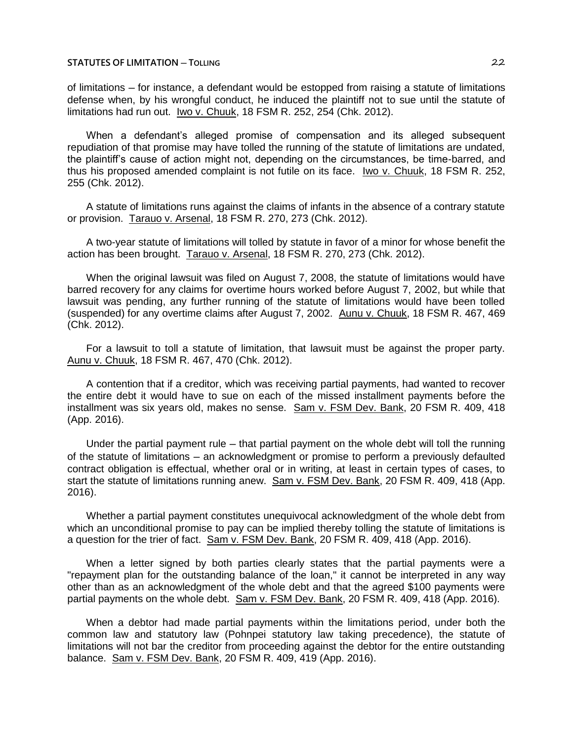of limitations – for instance, a defendant would be estopped from raising a statute of limitations defense when, by his wrongful conduct, he induced the plaintiff not to sue until the statute of limitations had run out. Iwo v. Chuuk, 18 FSM R. 252, 254 (Chk. 2012).

When a defendant's alleged promise of compensation and its alleged subsequent repudiation of that promise may have tolled the running of the statute of limitations are undated, the plaintiff's cause of action might not, depending on the circumstances, be time-barred, and thus his proposed amended complaint is not futile on its face. Iwo v. Chuuk, 18 FSM R. 252, 255 (Chk. 2012).

A statute of limitations runs against the claims of infants in the absence of a contrary statute or provision. Tarauo v. Arsenal, 18 FSM R. 270, 273 (Chk. 2012).

A two-year statute of limitations will tolled by statute in favor of a minor for whose benefit the action has been brought. Tarauo v. Arsenal, 18 FSM R. 270, 273 (Chk. 2012).

When the original lawsuit was filed on August 7, 2008, the statute of limitations would have barred recovery for any claims for overtime hours worked before August 7, 2002, but while that lawsuit was pending, any further running of the statute of limitations would have been tolled (suspended) for any overtime claims after August 7, 2002. Aunu v. Chuuk, 18 FSM R. 467, 469 (Chk. 2012).

For a lawsuit to toll a statute of limitation, that lawsuit must be against the proper party. Aunu v. Chuuk, 18 FSM R. 467, 470 (Chk. 2012).

A contention that if a creditor, which was receiving partial payments, had wanted to recover the entire debt it would have to sue on each of the missed installment payments before the installment was six years old, makes no sense. Sam v. FSM Dev. Bank, 20 FSM R. 409, 418 (App. 2016).

Under the partial payment rule – that partial payment on the whole debt will toll the running of the statute of limitations – an acknowledgment or promise to perform a previously defaulted contract obligation is effectual, whether oral or in writing, at least in certain types of cases, to start the statute of limitations running anew. Sam v. FSM Dev. Bank, 20 FSM R. 409, 418 (App. 2016).

Whether a partial payment constitutes unequivocal acknowledgment of the whole debt from which an unconditional promise to pay can be implied thereby tolling the statute of limitations is a question for the trier of fact. Sam v. FSM Dev. Bank, 20 FSM R. 409, 418 (App. 2016).

When a letter signed by both parties clearly states that the partial payments were a "repayment plan for the outstanding balance of the loan," it cannot be interpreted in any way other than as an acknowledgment of the whole debt and that the agreed $100 payments were partial payments on the whole debt. Sam v. FSM Dev. Bank, 20 FSM R. 409, 418 (App. 2016).

When a debtor had made partial payments within the limitations period, under both the common law and statutory law (Pohnpei statutory law taking precedence), the statute of limitations will not bar the creditor from proceeding against the debtor for the entire outstanding balance. Sam v. FSM Dev. Bank, 20 FSM R. 409, 419 (App. 2016).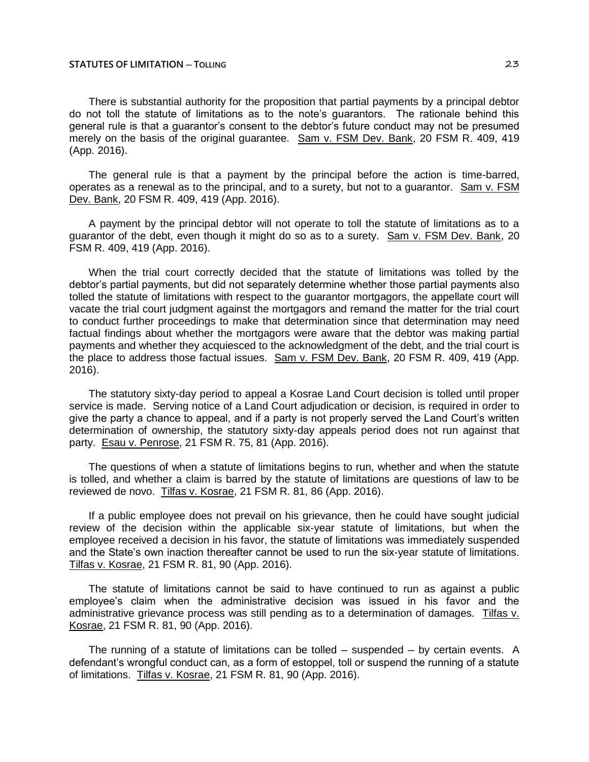There is substantial authority for the proposition that partial payments by a principal debtor do not toll the statute of limitations as to the note's guarantors. The rationale behind this general rule is that a guarantor's consent to the debtor's future conduct may not be presumed merely on the basis of the original guarantee. Sam v. FSM Dev. Bank, 20 FSM R. 409, 419 (App. 2016).

The general rule is that a payment by the principal before the action is time-barred, operates as a renewal as to the principal, and to a surety, but not to a guarantor. Sam v. FSM Dev. Bank, 20 FSM R. 409, 419 (App. 2016).

A payment by the principal debtor will not operate to toll the statute of limitations as to a guarantor of the debt, even though it might do so as to a surety. Sam v. FSM Dev. Bank, 20 FSM R. 409, 419 (App. 2016).

When the trial court correctly decided that the statute of limitations was tolled by the debtor's partial payments, but did not separately determine whether those partial payments also tolled the statute of limitations with respect to the guarantor mortgagors, the appellate court will vacate the trial court judgment against the mortgagors and remand the matter for the trial court to conduct further proceedings to make that determination since that determination may need factual findings about whether the mortgagors were aware that the debtor was making partial payments and whether they acquiesced to the acknowledgment of the debt, and the trial court is the place to address those factual issues. Sam v. FSM Dev. Bank, 20 FSM R. 409, 419 (App. 2016).

The statutory sixty-day period to appeal a Kosrae Land Court decision is tolled until proper service is made. Serving notice of a Land Court adjudication or decision, is required in order to give the party a chance to appeal, and if a party is not properly served the Land Court's written determination of ownership, the statutory sixty-day appeals period does not run against that party. Esau v. Penrose, 21 FSM R. 75, 81 (App. 2016).

The questions of when a statute of limitations begins to run, whether and when the statute is tolled, and whether a claim is barred by the statute of limitations are questions of law to be reviewed de novo. Tilfas v. Kosrae, 21 FSM R. 81, 86 (App. 2016).

If a public employee does not prevail on his grievance, then he could have sought judicial review of the decision within the applicable six-year statute of limitations, but when the employee received a decision in his favor, the statute of limitations was immediately suspended and the State's own inaction thereafter cannot be used to run the six-year statute of limitations. Tilfas v. Kosrae, 21 FSM R. 81, 90 (App. 2016).

The statute of limitations cannot be said to have continued to run as against a public employee's claim when the administrative decision was issued in his favor and the administrative grievance process was still pending as to a determination of damages. Tilfas v. Kosrae, 21 FSM R. 81, 90 (App. 2016).

The running of a statute of limitations can be tolled – suspended – by certain events. A defendant's wrongful conduct can, as a form of estoppel, toll or suspend the running of a statute of limitations. Tilfas v. Kosrae, 21 FSM R. 81, 90 (App. 2016).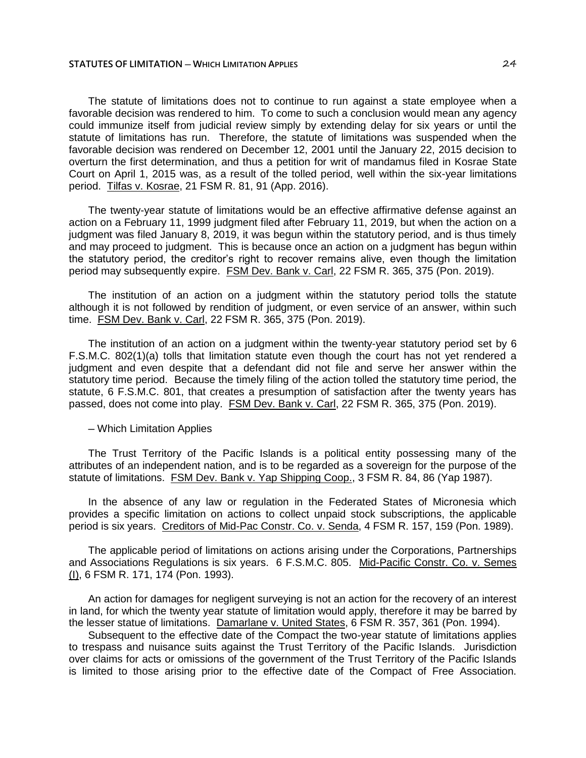The statute of limitations does not to continue to run against a state employee when a favorable decision was rendered to him. To come to such a conclusion would mean any agency could immunize itself from judicial review simply by extending delay for six years or until the statute of limitations has run. Therefore, the statute of limitations was suspended when the favorable decision was rendered on December 12, 2001 until the January 22, 2015 decision to overturn the first determination, and thus a petition for writ of mandamus filed in Kosrae State Court on April 1, 2015 was, as a result of the tolled period, well within the six-year limitations period. Tilfas v. Kosrae, 21 FSM R. 81, 91 (App. 2016).

The twenty-year statute of limitations would be an effective affirmative defense against an action on a February 11, 1999 judgment filed after February 11, 2019, but when the action on a judgment was filed January 8, 2019, it was begun within the statutory period, and is thus timely and may proceed to judgment. This is because once an action on a judgment has begun within the statutory period, the creditor's right to recover remains alive, even though the limitation period may subsequently expire. FSM Dev. Bank v. Carl, 22 FSM R. 365, 375 (Pon. 2019).

The institution of an action on a judgment within the statutory period tolls the statute although it is not followed by rendition of judgment, or even service of an answer, within such time. FSM Dev. Bank v. Carl, 22 FSM R. 365, 375 (Pon. 2019).

The institution of an action on a judgment within the twenty-year statutory period set by 6 F.S.M.C. 802(1)(a) tolls that limitation statute even though the court has not yet rendered a judgment and even despite that a defendant did not file and serve her answer within the statutory time period. Because the timely filing of the action tolled the statutory time period, the statute, 6 F.S.M.C. 801, that creates a presumption of satisfaction after the twenty years has passed, does not come into play. FSM Dev. Bank v. Carl, 22 FSM R. 365, 375 (Pon. 2019).

– Which Limitation Applies

The Trust Territory of the Pacific Islands is a political entity possessing many of the attributes of an independent nation, and is to be regarded as a sovereign for the purpose of the statute of limitations. FSM Dev. Bank v. Yap Shipping Coop., 3 FSM R. 84, 86 (Yap 1987).

In the absence of any law or regulation in the Federated States of Micronesia which provides a specific limitation on actions to collect unpaid stock subscriptions, the applicable period is six years. Creditors of Mid-Pac Constr. Co. v. Senda, 4 FSM R. 157, 159 (Pon. 1989).

The applicable period of limitations on actions arising under the Corporations, Partnerships and Associations Regulations is six years. 6 F.S.M.C. 805. Mid-Pacific Constr. Co. v. Semes (I), 6 FSM R. 171, 174 (Pon. 1993).

An action for damages for negligent surveying is not an action for the recovery of an interest in land, for which the twenty year statute of limitation would apply, therefore it may be barred by the lesser statue of limitations. Damarlane v. United States, 6 FSM R. 357, 361 (Pon. 1994).

Subsequent to the effective date of the Compact the two-year statute of limitations applies to trespass and nuisance suits against the Trust Territory of the Pacific Islands. Jurisdiction over claims for acts or omissions of the government of the Trust Territory of the Pacific Islands is limited to those arising prior to the effective date of the Compact of Free Association.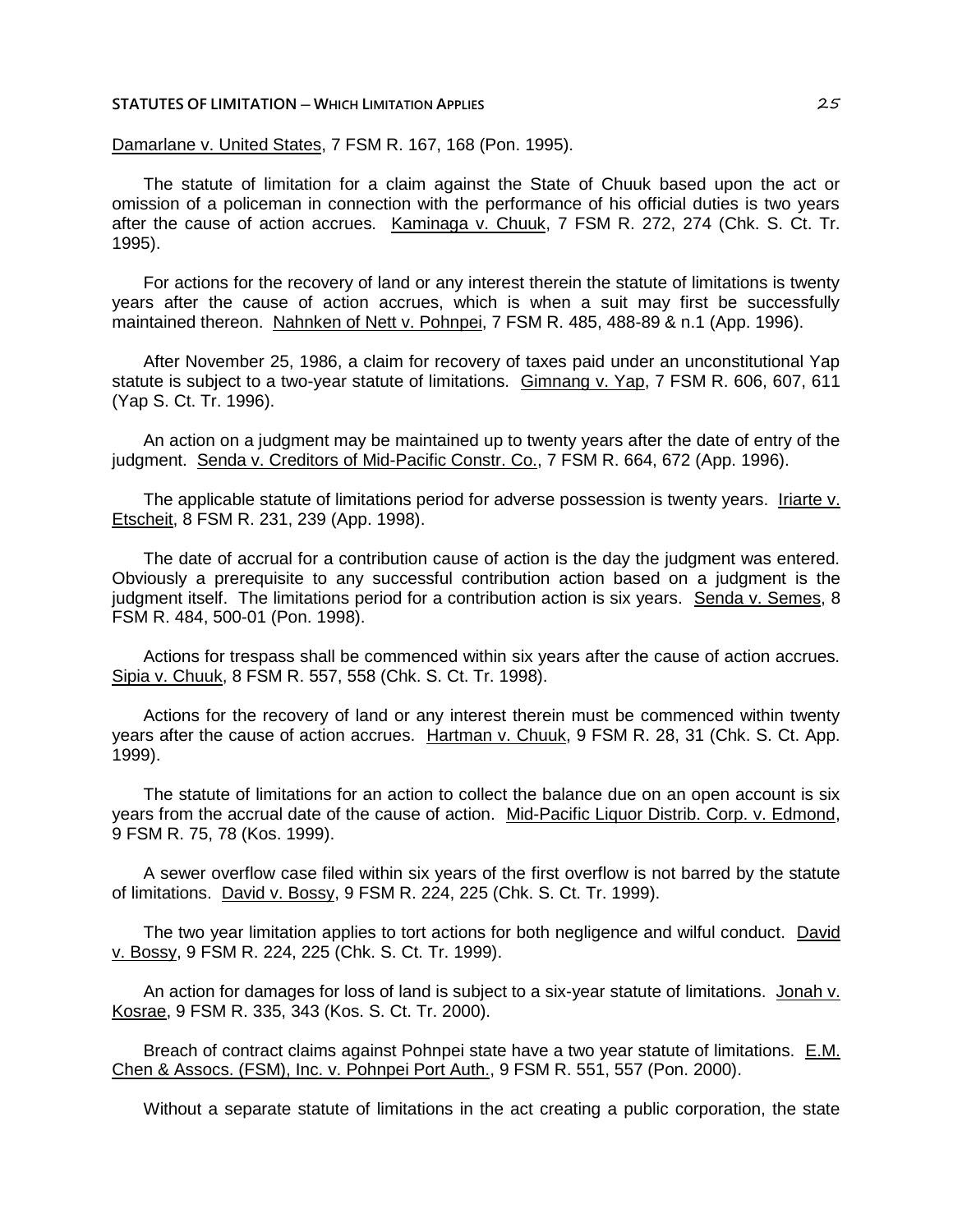Damarlane v. United States, 7 FSM R. 167, 168 (Pon. 1995).

The statute of limitation for a claim against the State of Chuuk based upon the act or omission of a policeman in connection with the performance of his official duties is two years after the cause of action accrues. Kaminaga v. Chuuk, 7 FSM R. 272, 274 (Chk. S. Ct. Tr. 1995).

For actions for the recovery of land or any interest therein the statute of limitations is twenty years after the cause of action accrues, which is when a suit may first be successfully maintained thereon. Nahnken of Nett v. Pohnpei, 7 FSM R. 485, 488-89 & n.1 (App. 1996).

After November 25, 1986, a claim for recovery of taxes paid under an unconstitutional Yap statute is subject to a two-year statute of limitations. Gimnang v. Yap, 7 FSM R. 606, 607, 611 (Yap S. Ct. Tr. 1996).

An action on a judgment may be maintained up to twenty years after the date of entry of the judgment. Senda v. Creditors of Mid-Pacific Constr. Co., 7 FSM R. 664, 672 (App. 1996).

The applicable statute of limitations period for adverse possession is twenty years. Iriarte v. Etscheit, 8 FSM R. 231, 239 (App. 1998).

The date of accrual for a contribution cause of action is the day the judgment was entered. Obviously a prerequisite to any successful contribution action based on a judgment is the judgment itself. The limitations period for a contribution action is six years. Senda v. Semes, 8 FSM R. 484, 500-01 (Pon. 1998).

Actions for trespass shall be commenced within six years after the cause of action accrues. Sipia v. Chuuk, 8 FSM R. 557, 558 (Chk. S. Ct. Tr. 1998).

Actions for the recovery of land or any interest therein must be commenced within twenty years after the cause of action accrues. Hartman v. Chuuk, 9 FSM R. 28, 31 (Chk. S. Ct. App. 1999).

The statute of limitations for an action to collect the balance due on an open account is six years from the accrual date of the cause of action. Mid-Pacific Liquor Distrib. Corp. v. Edmond, 9 FSM R. 75, 78 (Kos. 1999).

A sewer overflow case filed within six years of the first overflow is not barred by the statute of limitations. David v. Bossy, 9 FSM R. 224, 225 (Chk. S. Ct. Tr. 1999).

The two year limitation applies to tort actions for both negligence and wilful conduct. David v. Bossy, 9 FSM R. 224, 225 (Chk. S. Ct. Tr. 1999).

An action for damages for loss of land is subject to a six-year statute of limitations. Jonah v. Kosrae, 9 FSM R. 335, 343 (Kos. S. Ct. Tr. 2000).

Breach of contract claims against Pohnpei state have a two year statute of limitations. E.M. Chen & Assocs. (FSM), Inc. v. Pohnpei Port Auth., 9 FSM R. 551, 557 (Pon. 2000).

Without a separate statute of limitations in the act creating a public corporation, the state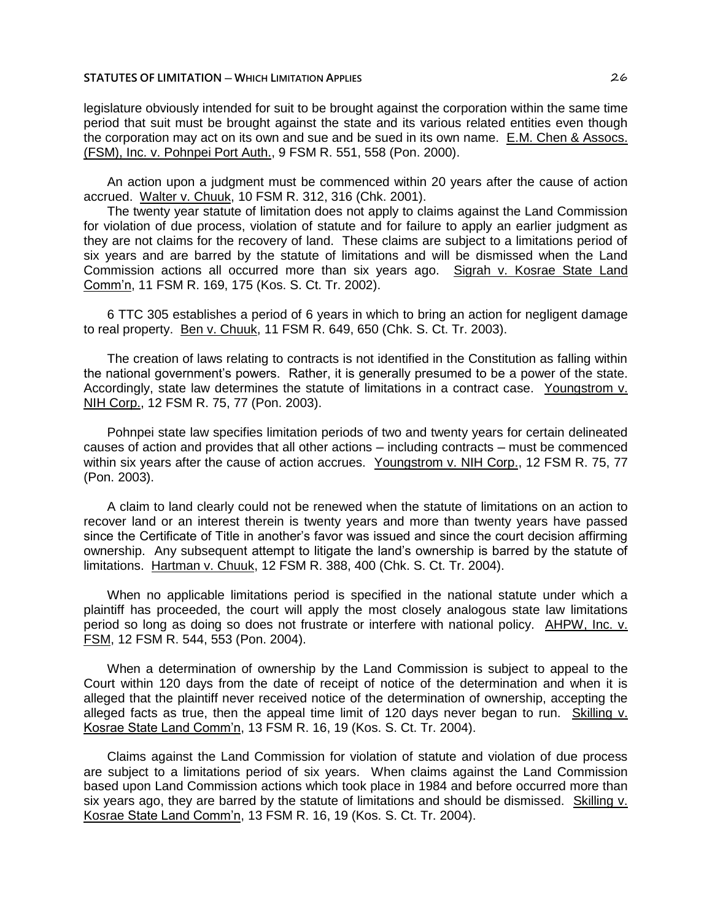legislature obviously intended for suit to be brought against the corporation within the same time period that suit must be brought against the state and its various related entities even though the corporation may act on its own and sue and be sued in its own name. E.M. Chen & Assocs. (FSM), Inc. v. Pohnpei Port Auth., 9 FSM R. 551, 558 (Pon. 2000).

An action upon a judgment must be commenced within 20 years after the cause of action accrued. Walter v. Chuuk, 10 FSM R. 312, 316 (Chk. 2001).

The twenty year statute of limitation does not apply to claims against the Land Commission for violation of due process, violation of statute and for failure to apply an earlier judgment as they are not claims for the recovery of land. These claims are subject to a limitations period of six years and are barred by the statute of limitations and will be dismissed when the Land Commission actions all occurred more than six years ago. Sigrah v. Kosrae State Land Comm'n, 11 FSM R. 169, 175 (Kos. S. Ct. Tr. 2002).

6 TTC 305 establishes a period of 6 years in which to bring an action for negligent damage to real property. Ben v. Chuuk, 11 FSM R. 649, 650 (Chk. S. Ct. Tr. 2003).

The creation of laws relating to contracts is not identified in the Constitution as falling within the national government's powers. Rather, it is generally presumed to be a power of the state. Accordingly, state law determines the statute of limitations in a contract case. Youngstrom v. NIH Corp., 12 FSM R. 75, 77 (Pon. 2003).

Pohnpei state law specifies limitation periods of two and twenty years for certain delineated causes of action and provides that all other actions – including contracts – must be commenced within six years after the cause of action accrues. Youngstrom v. NIH Corp., 12 FSM R. 75, 77 (Pon. 2003).

A claim to land clearly could not be renewed when the statute of limitations on an action to recover land or an interest therein is twenty years and more than twenty years have passed since the Certificate of Title in another's favor was issued and since the court decision affirming ownership. Any subsequent attempt to litigate the land's ownership is barred by the statute of limitations. Hartman v. Chuuk, 12 FSM R. 388, 400 (Chk. S. Ct. Tr. 2004).

When no applicable limitations period is specified in the national statute under which a plaintiff has proceeded, the court will apply the most closely analogous state law limitations period so long as doing so does not frustrate or interfere with national policy. AHPW, Inc. v. FSM, 12 FSM R. 544, 553 (Pon. 2004).

When a determination of ownership by the Land Commission is subject to appeal to the Court within 120 days from the date of receipt of notice of the determination and when it is alleged that the plaintiff never received notice of the determination of ownership, accepting the alleged facts as true, then the appeal time limit of 120 days never began to run. Skilling v. Kosrae State Land Comm'n, 13 FSM R. 16, 19 (Kos. S. Ct. Tr. 2004).

Claims against the Land Commission for violation of statute and violation of due process are subject to a limitations period of six years. When claims against the Land Commission based upon Land Commission actions which took place in 1984 and before occurred more than six years ago, they are barred by the statute of limitations and should be dismissed. Skilling v. Kosrae State Land Comm'n, 13 FSM R. 16, 19 (Kos. S. Ct. Tr. 2004).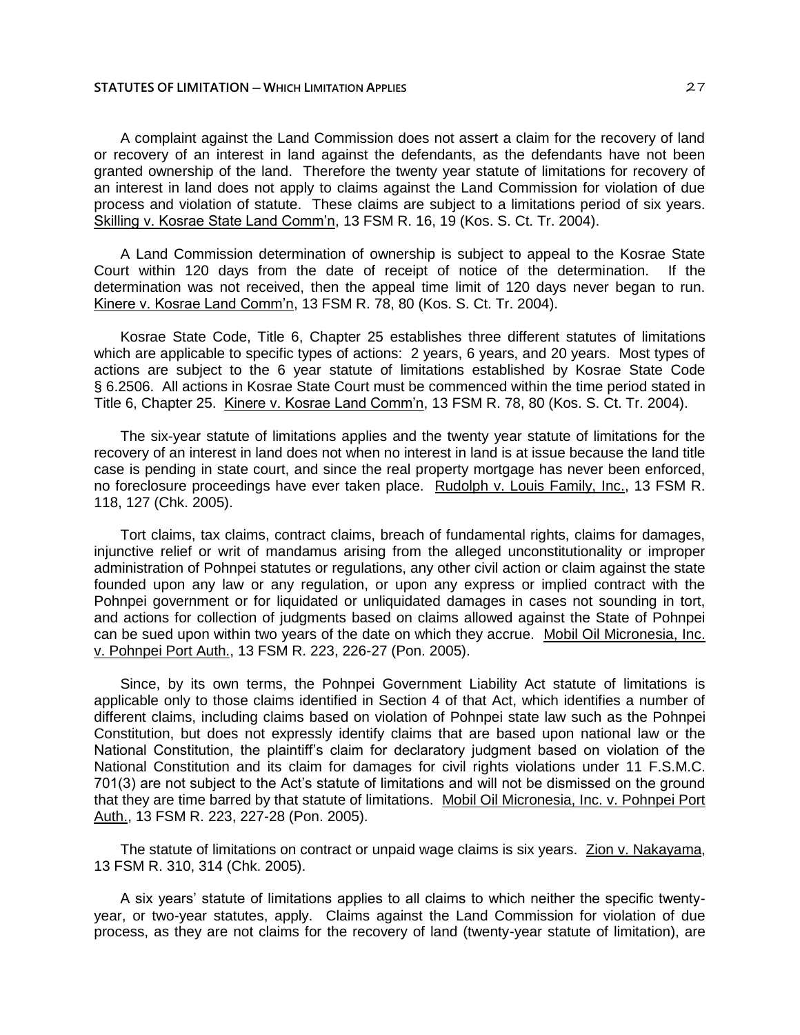A complaint against the Land Commission does not assert a claim for the recovery of land or recovery of an interest in land against the defendants, as the defendants have not been granted ownership of the land. Therefore the twenty year statute of limitations for recovery of an interest in land does not apply to claims against the Land Commission for violation of due process and violation of statute. These claims are subject to a limitations period of six years. Skilling v. Kosrae State Land Comm'n, 13 FSM R. 16, 19 (Kos. S. Ct. Tr. 2004).

A Land Commission determination of ownership is subject to appeal to the Kosrae State Court within 120 days from the date of receipt of notice of the determination. If the determination was not received, then the appeal time limit of 120 days never began to run. Kinere v. Kosrae Land Comm'n, 13 FSM R. 78, 80 (Kos. S. Ct. Tr. 2004).

Kosrae State Code, Title 6, Chapter 25 establishes three different statutes of limitations which are applicable to specific types of actions: 2 years, 6 years, and 20 years. Most types of actions are subject to the 6 year statute of limitations established by Kosrae State Code § 6.2506. All actions in Kosrae State Court must be commenced within the time period stated in Title 6, Chapter 25. Kinere v. Kosrae Land Comm'n, 13 FSM R. 78, 80 (Kos. S. Ct. Tr. 2004).

The six-year statute of limitations applies and the twenty year statute of limitations for the recovery of an interest in land does not when no interest in land is at issue because the land title case is pending in state court, and since the real property mortgage has never been enforced, no foreclosure proceedings have ever taken place. Rudolph v. Louis Family, Inc., 13 FSM R. 118, 127 (Chk. 2005).

Tort claims, tax claims, contract claims, breach of fundamental rights, claims for damages, injunctive relief or writ of mandamus arising from the alleged unconstitutionality or improper administration of Pohnpei statutes or regulations, any other civil action or claim against the state founded upon any law or any regulation, or upon any express or implied contract with the Pohnpei government or for liquidated or unliquidated damages in cases not sounding in tort, and actions for collection of judgments based on claims allowed against the State of Pohnpei can be sued upon within two years of the date on which they accrue. Mobil Oil Micronesia, Inc. v. Pohnpei Port Auth., 13 FSM R. 223, 226-27 (Pon. 2005).

Since, by its own terms, the Pohnpei Government Liability Act statute of limitations is applicable only to those claims identified in Section 4 of that Act, which identifies a number of different claims, including claims based on violation of Pohnpei state law such as the Pohnpei Constitution, but does not expressly identify claims that are based upon national law or the National Constitution, the plaintiff's claim for declaratory judgment based on violation of the National Constitution and its claim for damages for civil rights violations under 11 F.S.M.C. 701(3) are not subject to the Act's statute of limitations and will not be dismissed on the ground that they are time barred by that statute of limitations. Mobil Oil Micronesia, Inc. v. Pohnpei Port Auth., 13 FSM R. 223, 227-28 (Pon. 2005).

The statute of limitations on contract or unpaid wage claims is six years. Zion v. Nakayama, 13 FSM R. 310, 314 (Chk. 2005).

A six years' statute of limitations applies to all claims to which neither the specific twenty-year, or two-year statutes, apply. Claims against the Land Commission for violation of due process, as they are not claims for the recovery of land (twenty-year statute of limitation), are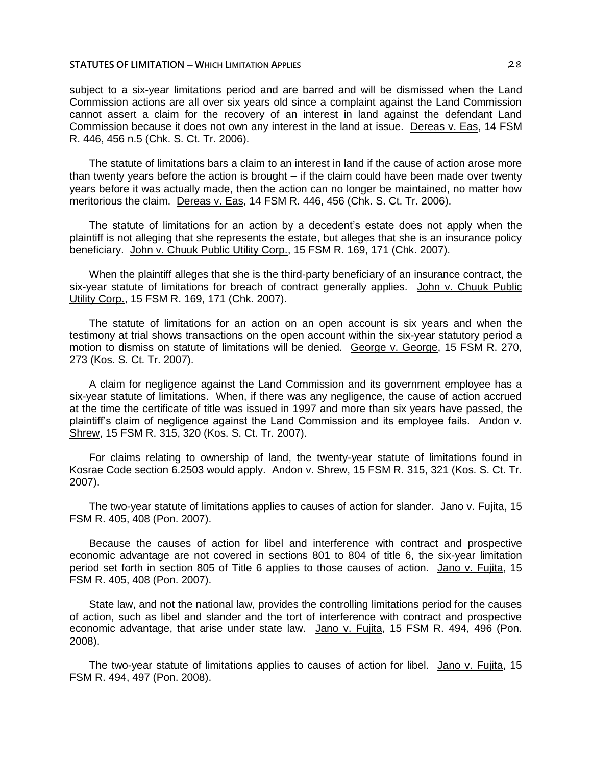subject to a six-year limitations period and are barred and will be dismissed when the Land Commission actions are all over six years old since a complaint against the Land Commission cannot assert a claim for the recovery of an interest in land against the defendant Land Commission because it does not own any interest in the land at issue. Dereas v. Eas, 14 FSM R. 446, 456 n.5 (Chk. S. Ct. Tr. 2006).

The statute of limitations bars a claim to an interest in land if the cause of action arose more than twenty years before the action is brought – if the claim could have been made over twenty years before it was actually made, then the action can no longer be maintained, no matter how meritorious the claim. Dereas v. Eas, 14 FSM R. 446, 456 (Chk. S. Ct. Tr. 2006).

The statute of limitations for an action by a decedent's estate does not apply when the plaintiff is not alleging that she represents the estate, but alleges that she is an insurance policy beneficiary. John v. Chuuk Public Utility Corp., 15 FSM R. 169, 171 (Chk. 2007).

When the plaintiff alleges that she is the third-party beneficiary of an insurance contract, the six-year statute of limitations for breach of contract generally applies. John v. Chuuk Public Utility Corp., 15 FSM R. 169, 171 (Chk. 2007).

The statute of limitations for an action on an open account is six years and when the testimony at trial shows transactions on the open account within the six-year statutory period a motion to dismiss on statute of limitations will be denied. George v. George, 15 FSM R. 270, 273 (Kos. S. Ct. Tr. 2007).

A claim for negligence against the Land Commission and its government employee has a six-year statute of limitations. When, if there was any negligence, the cause of action accrued at the time the certificate of title was issued in 1997 and more than six years have passed, the plaintiff's claim of negligence against the Land Commission and its employee fails. Andon v. Shrew, 15 FSM R. 315, 320 (Kos. S. Ct. Tr. 2007).

For claims relating to ownership of land, the twenty-year statute of limitations found in Kosrae Code section 6.2503 would apply. Andon v. Shrew, 15 FSM R. 315, 321 (Kos. S. Ct. Tr. 2007).

The two-year statute of limitations applies to causes of action for slander. Jano v. Fujita, 15 FSM R. 405, 408 (Pon. 2007).

Because the causes of action for libel and interference with contract and prospective economic advantage are not covered in sections 801 to 804 of title 6, the six-year limitation period set forth in section 805 of Title 6 applies to those causes of action. Jano v. Fujita, 15 FSM R. 405, 408 (Pon. 2007).

State law, and not the national law, provides the controlling limitations period for the causes of action, such as libel and slander and the tort of interference with contract and prospective economic advantage, that arise under state law. Jano v. Fujita, 15 FSM R. 494, 496 (Pon. 2008).

The two-year statute of limitations applies to causes of action for libel. Jano v. Fujita, 15 FSM R. 494, 497 (Pon. 2008).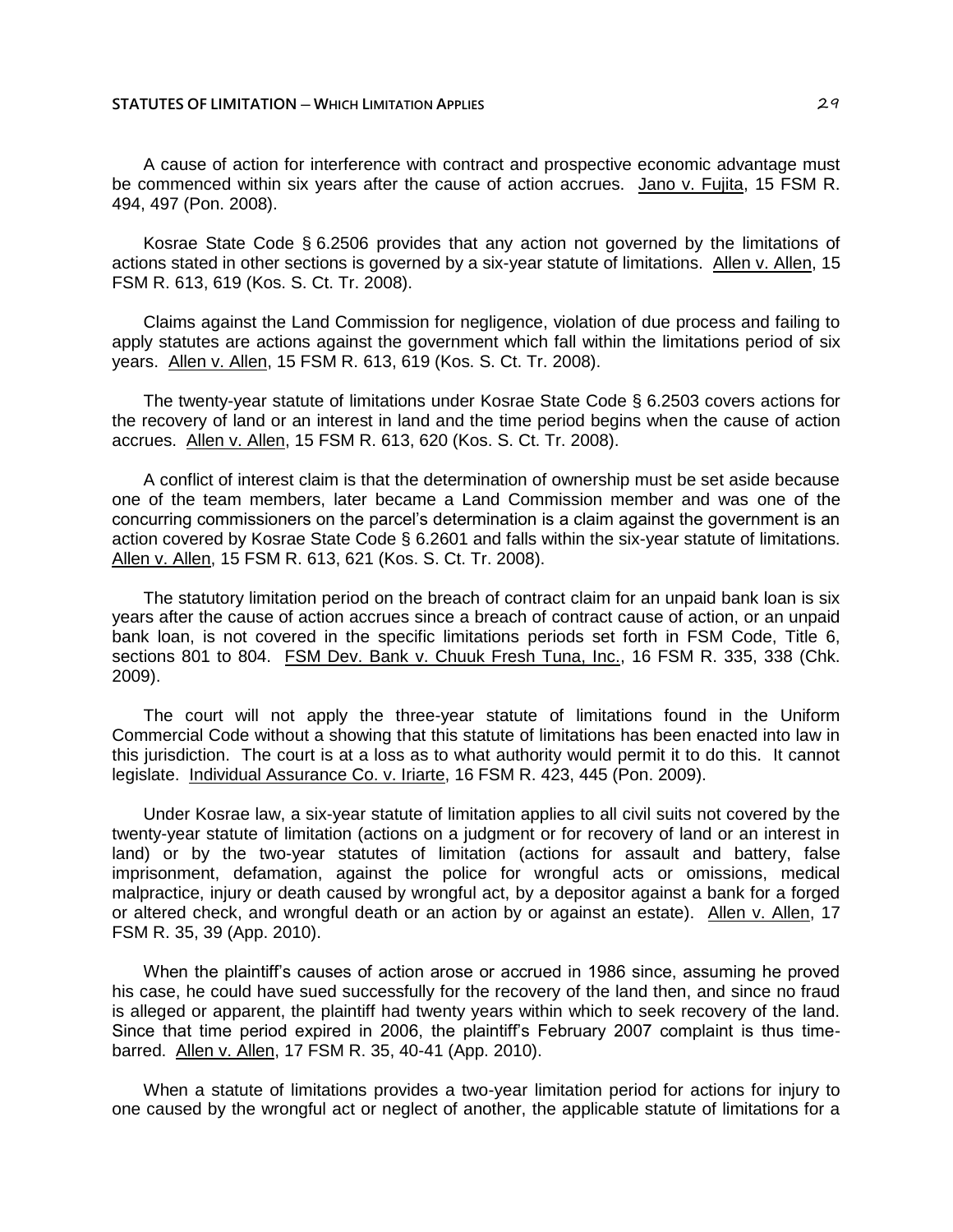A cause of action for interference with contract and prospective economic advantage must be commenced within six years after the cause of action accrues. Jano v. Fujita, 15 FSM R. 494, 497 (Pon. 2008).

Kosrae State Code § 6.2506 provides that any action not governed by the limitations of actions stated in other sections is governed by a six-year statute of limitations. Allen v. Allen, 15 FSM R. 613, 619 (Kos. S. Ct. Tr. 2008).

Claims against the Land Commission for negligence, violation of due process and failing to apply statutes are actions against the government which fall within the limitations period of six years. Allen v. Allen, 15 FSM R. 613, 619 (Kos. S. Ct. Tr. 2008).

The twenty-year statute of limitations under Kosrae State Code § 6.2503 covers actions for the recovery of land or an interest in land and the time period begins when the cause of action accrues. Allen v. Allen, 15 FSM R. 613, 620 (Kos. S. Ct. Tr. 2008).

A conflict of interest claim is that the determination of ownership must be set aside because one of the team members, later became a Land Commission member and was one of the concurring commissioners on the parcel's determination is a claim against the government is an action covered by Kosrae State Code § 6.2601 and falls within the six-year statute of limitations. Allen v. Allen, 15 FSM R. 613, 621 (Kos. S. Ct. Tr. 2008).

The statutory limitation period on the breach of contract claim for an unpaid bank loan is six years after the cause of action accrues since a breach of contract cause of action, or an unpaid bank loan, is not covered in the specific limitations periods set forth in FSM Code, Title 6, sections 801 to 804. FSM Dev. Bank v. Chuuk Fresh Tuna, Inc., 16 FSM R. 335, 338 (Chk. 2009).

The court will not apply the three-year statute of limitations found in the Uniform Commercial Code without a showing that this statute of limitations has been enacted into law in this jurisdiction. The court is at a loss as to what authority would permit it to do this. It cannot legislate. Individual Assurance Co. v. Iriarte, 16 FSM R. 423, 445 (Pon. 2009).

Under Kosrae law, a six-year statute of limitation applies to all civil suits not covered by the twenty-year statute of limitation (actions on a judgment or for recovery of land or an interest in land) or by the two-year statutes of limitation (actions for assault and battery, false imprisonment, defamation, against the police for wrongful acts or omissions, medical malpractice, injury or death caused by wrongful act, by a depositor against a bank for a forged or altered check, and wrongful death or an action by or against an estate). Allen v. Allen, 17 FSM R. 35, 39 (App. 2010).

When the plaintiff's causes of action arose or accrued in 1986 since, assuming he proved his case, he could have sued successfully for the recovery of the land then, and since no fraud is alleged or apparent, the plaintiff had twenty years within which to seek recovery of the land. Since that time period expired in 2006, the plaintiff's February 2007 complaint is thus time-barred. Allen v. Allen, 17 FSM R. 35, 40-41 (App. 2010).

When a statute of limitations provides a two-year limitation period for actions for injury to one caused by the wrongful act or neglect of another, the applicable statute of limitations for a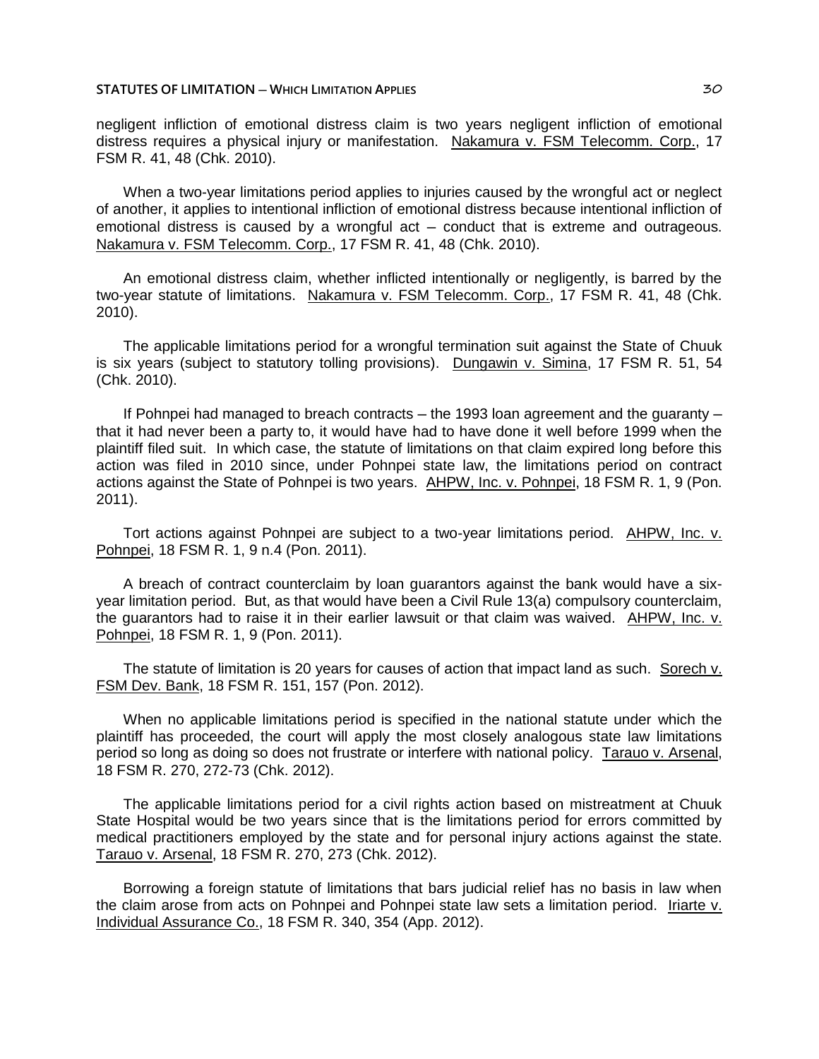negligent infliction of emotional distress claim is two years negligent infliction of emotional distress requires a physical injury or manifestation. Nakamura v. FSM Telecomm. Corp., 17 FSM R. 41, 48 (Chk. 2010).

When a two-year limitations period applies to injuries caused by the wrongful act or neglect of another, it applies to intentional infliction of emotional distress because intentional infliction of emotional distress is caused by a wrongful act – conduct that is extreme and outrageous. Nakamura v. FSM Telecomm. Corp., 17 FSM R. 41, 48 (Chk. 2010).

An emotional distress claim, whether inflicted intentionally or negligently, is barred by the two-year statute of limitations. Nakamura v. FSM Telecomm. Corp., 17 FSM R. 41, 48 (Chk. 2010).

The applicable limitations period for a wrongful termination suit against the State of Chuuk is six years (subject to statutory tolling provisions). Dungawin v. Simina, 17 FSM R. 51, 54 (Chk. 2010).

If Pohnpei had managed to breach contracts – the 1993 loan agreement and the guaranty – that it had never been a party to, it would have had to have done it well before 1999 when the plaintiff filed suit. In which case, the statute of limitations on that claim expired long before this action was filed in 2010 since, under Pohnpei state law, the limitations period on contract actions against the State of Pohnpei is two years. AHPW, Inc. v. Pohnpei, 18 FSM R. 1, 9 (Pon. 2011).

Tort actions against Pohnpei are subject to a two-year limitations period. AHPW, Inc. v. Pohnpei, 18 FSM R. 1, 9 n.4 (Pon. 2011).

A breach of contract counterclaim by loan guarantors against the bank would have a six-year limitation period. But, as that would have been a Civil Rule 13(a) compulsory counterclaim, the guarantors had to raise it in their earlier lawsuit or that claim was waived. AHPW, Inc. v. Pohnpei, 18 FSM R. 1, 9 (Pon. 2011).

The statute of limitation is 20 years for causes of action that impact land as such. Sorech v. FSM Dev. Bank, 18 FSM R. 151, 157 (Pon. 2012).

When no applicable limitations period is specified in the national statute under which the plaintiff has proceeded, the court will apply the most closely analogous state law limitations period so long as doing so does not frustrate or interfere with national policy. Tarauo v. Arsenal, 18 FSM R. 270, 272-73 (Chk. 2012).

The applicable limitations period for a civil rights action based on mistreatment at Chuuk State Hospital would be two years since that is the limitations period for errors committed by medical practitioners employed by the state and for personal injury actions against the state. Tarauo v. Arsenal, 18 FSM R. 270, 273 (Chk. 2012).

Borrowing a foreign statute of limitations that bars judicial relief has no basis in law when the claim arose from acts on Pohnpei and Pohnpei state law sets a limitation period. Iriarte v. Individual Assurance Co., 18 FSM R. 340, 354 (App. 2012).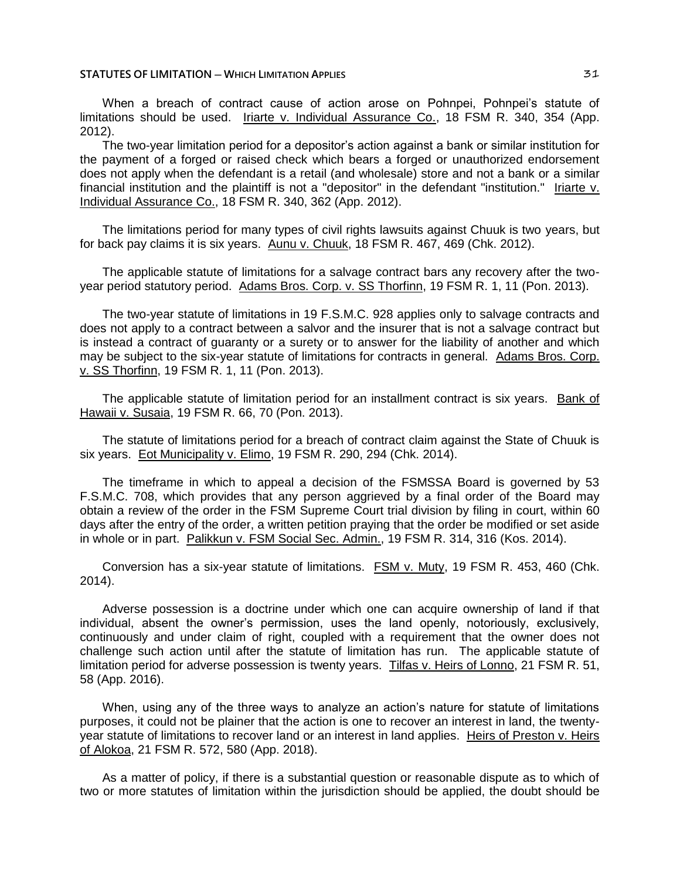When a breach of contract cause of action arose on Pohnpei, Pohnpei's statute of limitations should be used. Iriarte v. Individual Assurance Co., 18 FSM R. 340, 354 (App. 2012).

The two-year limitation period for a depositor's action against a bank or similar institution for the payment of a forged or raised check which bears a forged or unauthorized endorsement does not apply when the defendant is a retail (and wholesale) store and not a bank or a similar financial institution and the plaintiff is not a "depositor" in the defendant "institution." Iriarte v. Individual Assurance Co., 18 FSM R. 340, 362 (App. 2012).

The limitations period for many types of civil rights lawsuits against Chuuk is two years, but for back pay claims it is six years. Aunu v. Chuuk, 18 FSM R. 467, 469 (Chk. 2012).

The applicable statute of limitations for a salvage contract bars any recovery after the two-year period statutory period. Adams Bros. Corp. v. SS Thorfinn, 19 FSM R. 1, 11 (Pon. 2013).

The two-year statute of limitations in 19 F.S.M.C. 928 applies only to salvage contracts and does not apply to a contract between a salvor and the insurer that is not a salvage contract but is instead a contract of guaranty or a surety or to answer for the liability of another and which may be subject to the six-year statute of limitations for contracts in general. Adams Bros. Corp. v. SS Thorfinn, 19 FSM R. 1, 11 (Pon. 2013).

The applicable statute of limitation period for an installment contract is six years. Bank of Hawaii v. Susaia, 19 FSM R. 66, 70 (Pon. 2013).

The statute of limitations period for a breach of contract claim against the State of Chuuk is six years. Eot Municipality v. Elimo, 19 FSM R. 290, 294 (Chk. 2014).

The timeframe in which to appeal a decision of the FSMSSA Board is governed by 53 F.S.M.C. 708, which provides that any person aggrieved by a final order of the Board may obtain a review of the order in the FSM Supreme Court trial division by filing in court, within 60 days after the entry of the order, a written petition praying that the order be modified or set aside in whole or in part. Palikkun v. FSM Social Sec. Admin., 19 FSM R. 314, 316 (Kos. 2014).

Conversion has a six-year statute of limitations. FSM v. Muty, 19 FSM R. 453, 460 (Chk. 2014).

Adverse possession is a doctrine under which one can acquire ownership of land if that individual, absent the owner's permission, uses the land openly, notoriously, exclusively, continuously and under claim of right, coupled with a requirement that the owner does not challenge such action until after the statute of limitation has run. The applicable statute of limitation period for adverse possession is twenty years. Tilfas v. Heirs of Lonno, 21 FSM R. 51, 58 (App. 2016).

When, using any of the three ways to analyze an action's nature for statute of limitations purposes, it could not be plainer that the action is one to recover an interest in land, the twenty-year statute of limitations to recover land or an interest in land applies. Heirs of Preston v. Heirs of Alokoa, 21 FSM R. 572, 580 (App. 2018).

As a matter of policy, if there is a substantial question or reasonable dispute as to which of two or more statutes of limitation within the jurisdiction should be applied, the doubt should be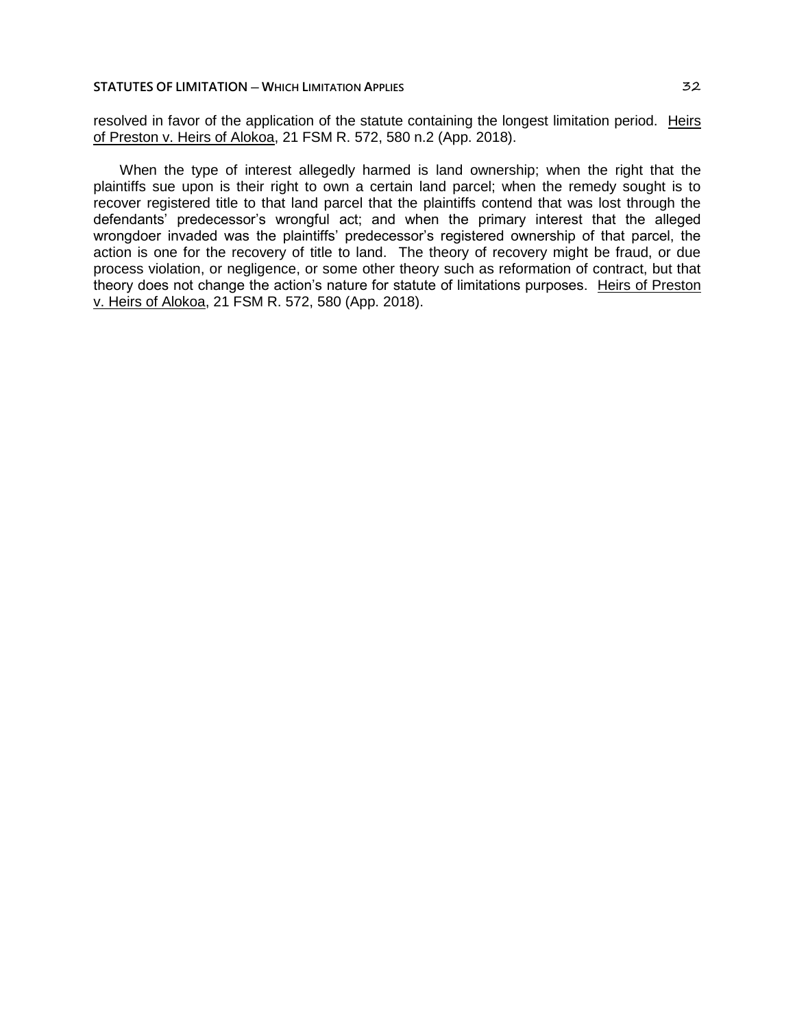resolved in favor of the application of the statute containing the longest limitation period. Heirs of Preston v. Heirs of Alokoa, 21 FSM R. 572, 580 n.2 (App. 2018).

When the type of interest allegedly harmed is land ownership; when the right that the plaintiffs sue upon is their right to own a certain land parcel; when the remedy sought is to recover registered title to that land parcel that the plaintiffs contend that was lost through the defendants' predecessor's wrongful act; and when the primary interest that the alleged wrongdoer invaded was the plaintiffs' predecessor's registered ownership of that parcel, the action is one for the recovery of title to land. The theory of recovery might be fraud, or due process violation, or negligence, or some other theory such as reformation of contract, but that theory does not change the action's nature for statute of limitations purposes. Heirs of Preston v. Heirs of Alokoa, 21 FSM R. 572, 580 (App. 2018).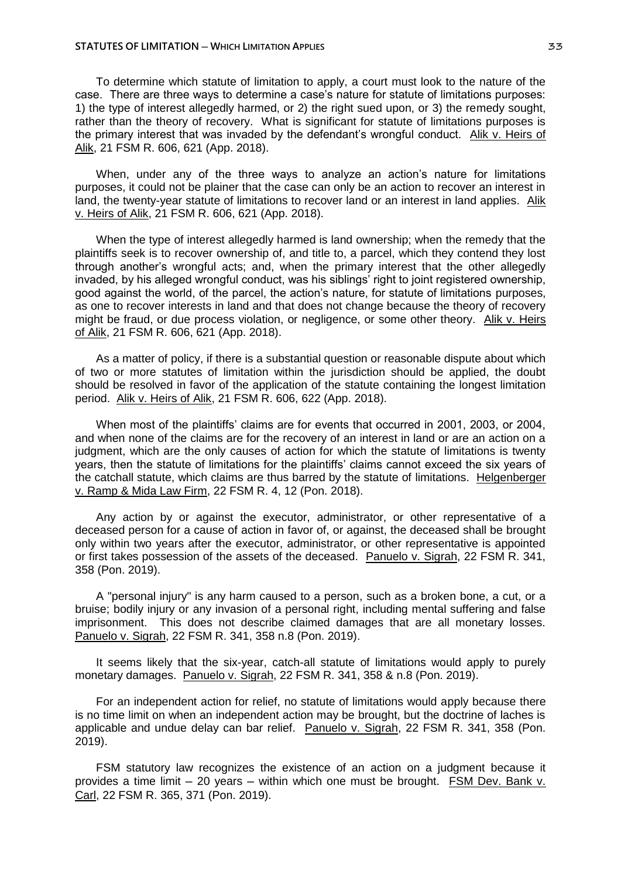To determine which statute of limitation to apply, a court must look to the nature of the case. There are three ways to determine a case's nature for statute of limitations purposes: 1) the type of interest allegedly harmed, or 2) the right sued upon, or 3) the remedy sought, rather than the theory of recovery. What is significant for statute of limitations purposes is the primary interest that was invaded by the defendant's wrongful conduct. Alik v. Heirs of Alik, 21 FSM R. 606, 621 (App. 2018).

When, under any of the three ways to analyze an action's nature for limitations purposes, it could not be plainer that the case can only be an action to recover an interest in land, the twenty-year statute of limitations to recover land or an interest in land applies. Alik v. Heirs of Alik, 21 FSM R. 606, 621 (App. 2018).

When the type of interest allegedly harmed is land ownership; when the remedy that the plaintiffs seek is to recover ownership of, and title to, a parcel, which they contend they lost through another's wrongful acts; and, when the primary interest that the other allegedly invaded, by his alleged wrongful conduct, was his siblings' right to joint registered ownership, good against the world, of the parcel, the action's nature, for statute of limitations purposes, as one to recover interests in land and that does not change because the theory of recovery might be fraud, or due process violation, or negligence, or some other theory. Alik v. Heirs of Alik, 21 FSM R. 606, 621 (App. 2018).

As a matter of policy, if there is a substantial question or reasonable dispute about which of two or more statutes of limitation within the jurisdiction should be applied, the doubt should be resolved in favor of the application of the statute containing the longest limitation period. Alik v. Heirs of Alik, 21 FSM R. 606, 622 (App. 2018).

When most of the plaintiffs' claims are for events that occurred in 2001, 2003, or 2004, and when none of the claims are for the recovery of an interest in land or are an action on a judgment, which are the only causes of action for which the statute of limitations is twenty years, then the statute of limitations for the plaintiffs' claims cannot exceed the six years of the catchall statute, which claims are thus barred by the statute of limitations. Helgenberger v. Ramp & Mida Law Firm, 22 FSM R. 4, 12 (Pon. 2018).

Any action by or against the executor, administrator, or other representative of a deceased person for a cause of action in favor of, or against, the deceased shall be brought only within two years after the executor, administrator, or other representative is appointed or first takes possession of the assets of the deceased. Panuelo v. Sigrah, 22 FSM R. 341, 358 (Pon. 2019).

A "personal injury" is any harm caused to a person, such as a broken bone, a cut, or a bruise; bodily injury or any invasion of a personal right, including mental suffering and false imprisonment. This does not describe claimed damages that are all monetary losses. Panuelo v. Sigrah, 22 FSM R. 341, 358 n.8 (Pon. 2019).

It seems likely that the six-year, catch-all statute of limitations would apply to purely monetary damages. Panuelo v. Sigrah, 22 FSM R. 341, 358 & n.8 (Pon. 2019).

For an independent action for relief, no statute of limitations would apply because there is no time limit on when an independent action may be brought, but the doctrine of laches is applicable and undue delay can bar relief. Panuelo v. Sigrah, 22 FSM R. 341, 358 (Pon. 2019).

FSM statutory law recognizes the existence of an action on a judgment because it provides a time limit – 20 years – within which one must be brought. FSM Dev. Bank v. Carl, 22 FSM R. 365, 371 (Pon. 2019).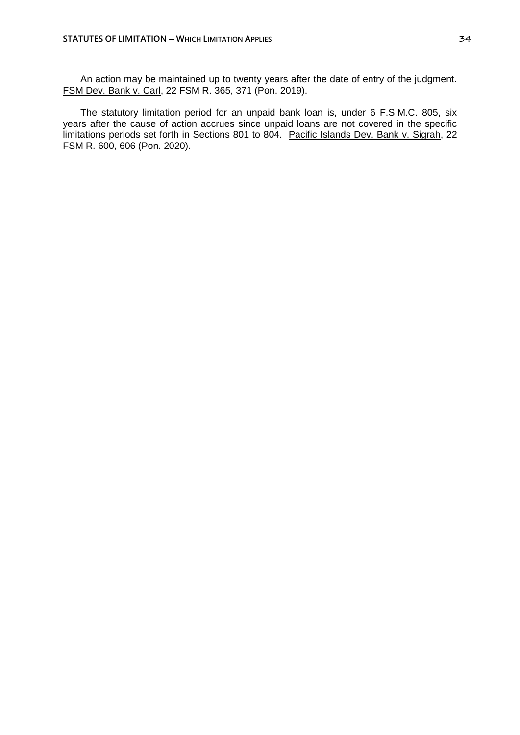An action may be maintained up to twenty years after the date of entry of the judgment. FSM Dev. Bank v. Carl, 22 FSM R. 365, 371 (Pon. 2019).

The statutory limitation period for an unpaid bank loan is, under 6 F.S.M.C. 805, six years after the cause of action accrues since unpaid loans are not covered in the specific limitations periods set forth in Sections 801 to 804. Pacific Islands Dev. Bank v. Sigrah, 22 FSM R. 600, 606 (Pon. 2020).